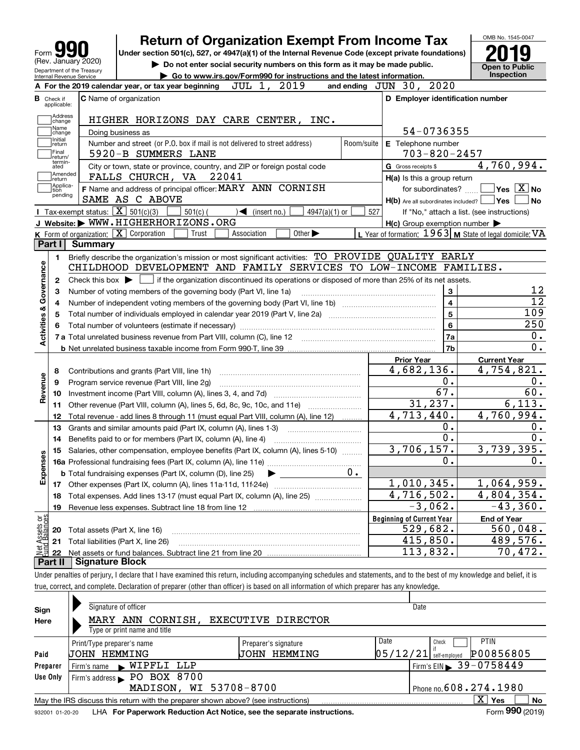# Form 990 — Return of Organization Exempt From Income Tax (2019)

Form **990** (Rev. January 2020) — Department of the Treasury, Internal Revenue Service

Under section 501(c), 527, or 4947(a)(1) of the Internal Revenue Code (except private foundations)

▶ Do not enter social security numbers on this form as it may be made public.

▶ Go to www.irs.gov/Form990 for instructions and the latest information.

OMB No. 1545-0047 — **2019** — Open to Public Inspection

**A** For the 2019 calendar year, or tax year beginning JUL 1, 2019 and ending JUN 30, 2020

**B** Check if applicable: Address change, Name change, Initial return, Final return/terminated, Amended return, Application pending

**C** Name of organization: HIGHER HORIZONS DAY CARE CENTER, INC.

Doing business as

Number and street (or P.O. box if mail is not delivered to street address): 5920-B SUMMERS LANE — Room/suite

City or town, state or province, country, and ZIP or foreign postal code: FALLS CHURCH, VA 22041

**D** Employer identification number: 54-0736355

**E** Telephone number: 703-820-2457

**G** Gross receipts $ 4,760,994.

**F** Name and address of principal officer: MARY ANN CORNISH, SAME AS C ABOVE

**H(a)** Is this a group return for subordinates? Yes [ ] No [X]

**H(b)** Are all subordinates included? Yes [ ] No [ ] — If "No," attach a list. (see instructions)

**H(c)** Group exemption number ▶

**I** Tax-exempt status: [X] 501(c)(3) [ ] 501(c) ( ) ◀ (insert no.) [ ] 4947(a)(1) or [ ] 527

**J** Website: ▶ WWW.HIGHERHORIZONS.ORG

**K** Form of organization: [X] Corporation [ ] Trust [ ] Association [ ] Other ▶

**L** Year of formation: 1963 **M** State of legal domicile: VA

## Part I Summary

**Activities & Governance**

1 Briefly describe the organization's mission or most significant activities: TO PROVIDE QUALITY EARLY CHILDHOOD DEVELOPMENT AND FAMILY SERVICES TO LOW-INCOME FAMILIES.

2 Check this box ▶ [ ] if the organization discontinued its operations or disposed of more than 25% of its net assets.

| Line | Description | No. | Value |
|---|---|---|---|
| 3 | Number of voting members of the governing body (Part VI, line 1a) | 3 | 12 |
| 4 | Number of independent voting members of the governing body (Part VI, line 1b) | 4 | 12 |
| 5 | Total number of individuals employed in calendar year 2019 (Part V, line 2a) | 5 | 109 |
| 6 | Total number of volunteers (estimate if necessary) | 6 | 250 |
| 7a | Total unrelated business revenue from Part VIII, column (C), line 12 | 7a | 0. |
| 7b | Net unrelated business taxable income from Form 990-T, line 39 | 7b | 0. |

| Line | Description | Prior Year | Current Year |
|---|---|---|---|
| **Revenue** | | | |
| 8 | Contributions and grants (Part VIII, line 1h) | 4,682,136. | 4,754,821. |
| 9 | Program service revenue (Part VIII, line 2g) | 0. | 0. |
| 10 | Investment income (Part VIII, column (A), lines 3, 4, and 7d) | 67. | 60. |
| 11 | Other revenue (Part VIII, column (A), lines 5, 6d, 8c, 9c, 10c, and 11e) | 31,237. | 6,113. |
| 12 | Total revenue - add lines 8 through 11 (must equal Part VIII, column (A), line 12) | 4,713,440. | 4,760,994. |
| **Expenses** | | | |
| 13 | Grants and similar amounts paid (Part IX, column (A), lines 1-3) | 0. | 0. |
| 14 | Benefits paid to or for members (Part IX, column (A), line 4) | 0. | 0. |
| 15 | Salaries, other compensation, employee benefits (Part IX, column (A), lines 5-10) | 3,706,157. | 3,739,395. |
| 16a | Professional fundraising fees (Part IX, column (A), line 11e) | 0. | 0. |
| b | Total fundraising expenses (Part IX, column (D), line 25) ▶ 0. | | |
| 17 | Other expenses (Part IX, column (A), lines 11a-11d, 11f-24e) | 1,010,345. | 1,064,959. |
| 18 | Total expenses. Add lines 13-17 (must equal Part IX, column (A), line 25) | 4,716,502. | 4,804,354. |
| 19 | Revenue less expenses. Subtract line 18 from line 12 | -3,062. | -43,360. |

| Line | Net Assets or Fund Balances | Beginning of Current Year | End of Year |
|---|---|---|---|
| 20 | Total assets (Part X, line 16) | 529,682. | 560,048. |
| 21 | Total liabilities (Part X, line 26) | 415,850. | 489,576. |
| 22 | Net assets or fund balances. Subtract line 21 from line 20 | 113,832. | 70,472. |

## Part II Signature Block

Under penalties of perjury, I declare that I have examined this return, including accompanying schedules and statements, and to the best of my knowledge and belief, it is true, correct, and complete. Declaration of preparer (other than officer) is based on all information of which preparer has any knowledge.

**Sign Here**

Signature of officer — Date

MARY ANN CORNISH, EXECUTIVE DIRECTOR

Type or print name and title

**Paid Preparer Use Only**

| Print/Type preparer's name | Preparer's signature | Date | Check if self-employed | PTIN |
|---|---|---|---|---|
| JOHN HEMMING | JOHN HEMMING | 05/12/21 | [ ] | P00856805 |

Firm's name ▶ WIPFLI LLP — Firm's EIN ▶ 39-0758449

Firm's address ▶ PO BOX 8700, MADISON, WI 53708-8700 — Phone no. 608.274.1980

May the IRS discuss this return with the preparer shown above? (see instructions) [X] Yes [ ] No

932001 01-20-20 LHA For Paperwork Reduction Act Notice, see the separate instructions. Form **990** (2019)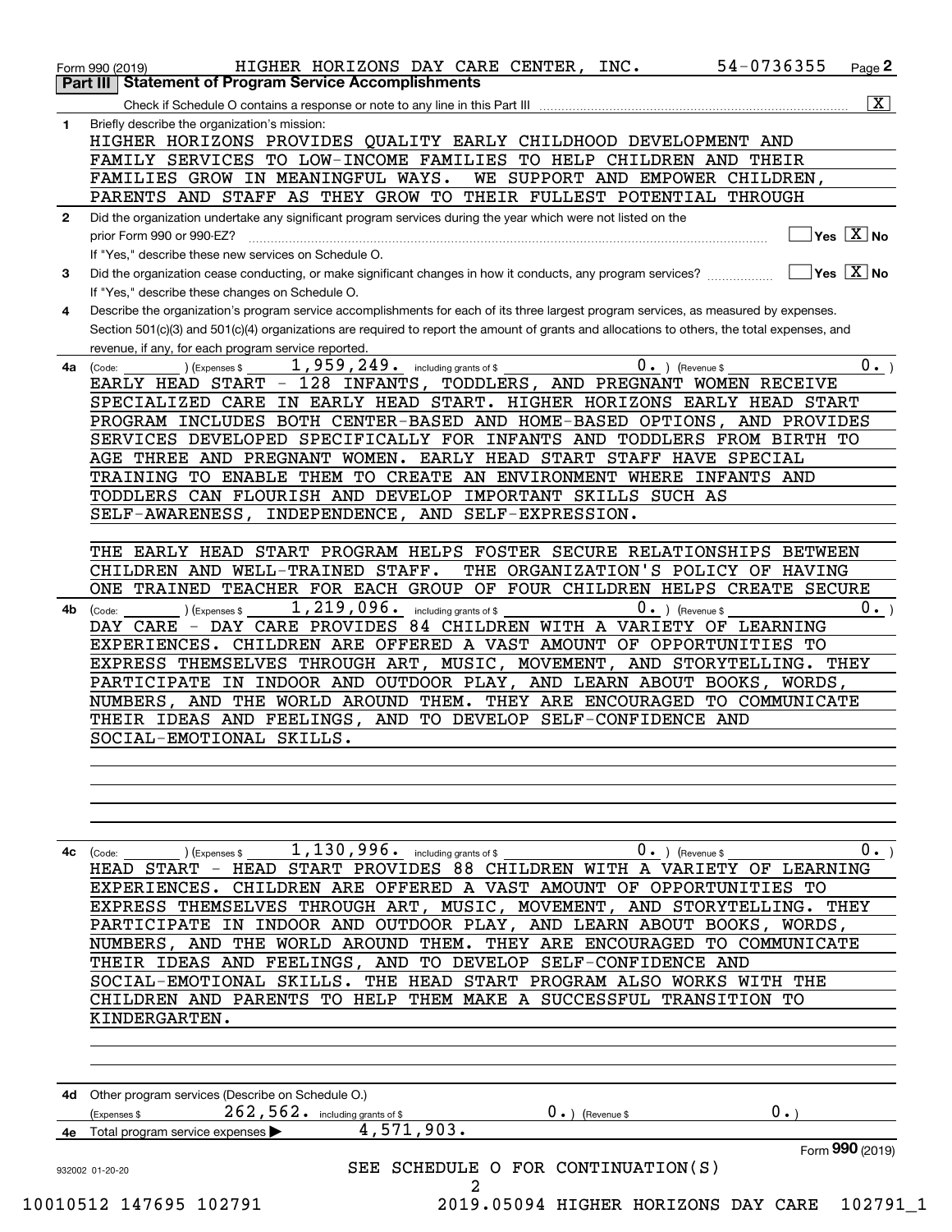Form 990 (2019) HIGHER HORIZONS DAY CARE CENTER, INC. 54-0736355 Page **2**

**Part III | Statement of Program Service Accomplishments**

Check if Schedule O contains a response or note to any line in this Part III ..... [X]

**1** Briefly describe the organization's mission:

HIGHER HORIZONS PROVIDES QUALITY EARLY CHILDHOOD DEVELOPMENT AND FAMILY SERVICES TO LOW-INCOME FAMILIES TO HELP CHILDREN AND THEIR FAMILIES GROW IN MEANINGFUL WAYS. WE SUPPORT AND EMPOWER CHILDREN, PARENTS AND STAFF AS THEY GROW TO THEIR FULLEST POTENTIAL THROUGH

**2** Did the organization undertake any significant program services during the year which were not listed on the prior Form 990 or 990-EZ? ..... [ ] Yes [X] No

If "Yes," describe these new services on Schedule O.

**3** Did the organization cease conducting, or make significant changes in how it conducts, any program services? ..... [ ] Yes [X] No

If "Yes," describe these changes on Schedule O.

**4** Describe the organization's program service accomplishments for each of its three largest program services, as measured by expenses. Section 501(c)(3) and 501(c)(4) organizations are required to report the amount of grants and allocations to others, the total expenses, and revenue, if any, for each program service reported.

**4a** (Code: ) (Expenses $ 1,959,249. including grants of $ 0. ) (Revenue $ 0. )

EARLY HEAD START - 128 INFANTS, TODDLERS, AND PREGNANT WOMEN RECEIVE SPECIALIZED CARE IN EARLY HEAD START. HIGHER HORIZONS EARLY HEAD START PROGRAM INCLUDES BOTH CENTER-BASED AND HOME-BASED OPTIONS, AND PROVIDES SERVICES DEVELOPED SPECIFICALLY FOR INFANTS AND TODDLERS FROM BIRTH TO AGE THREE AND PREGNANT WOMEN. EARLY HEAD START STAFF HAVE SPECIAL TRAINING TO ENABLE THEM TO CREATE AN ENVIRONMENT WHERE INFANTS AND TODDLERS CAN FLOURISH AND DEVELOP IMPORTANT SKILLS SUCH AS SELF-AWARENESS, INDEPENDENCE, AND SELF-EXPRESSION.

THE EARLY HEAD START PROGRAM HELPS FOSTER SECURE RELATIONSHIPS BETWEEN CHILDREN AND WELL-TRAINED STAFF. THE ORGANIZATION'S POLICY OF HAVING ONE TRAINED TEACHER FOR EACH GROUP OF FOUR CHILDREN HELPS CREATE SECURE

**4b** (Code: ) (Expenses $ 1,219,096. including grants of $ 0. ) (Revenue $ 0. )

DAY CARE - DAY CARE PROVIDES 84 CHILDREN WITH A VARIETY OF LEARNING EXPERIENCES. CHILDREN ARE OFFERED A VAST AMOUNT OF OPPORTUNITIES TO EXPRESS THEMSELVES THROUGH ART, MUSIC, MOVEMENT, AND STORYTELLING. THEY PARTICIPATE IN INDOOR AND OUTDOOR PLAY, AND LEARN ABOUT BOOKS, WORDS, NUMBERS, AND THE WORLD AROUND THEM. THEY ARE ENCOURAGED TO COMMUNICATE THEIR IDEAS AND FEELINGS, AND TO DEVELOP SELF-CONFIDENCE AND SOCIAL-EMOTIONAL SKILLS.

**4c** (Code: ) (Expenses $ 1,130,996. including grants of $ 0. ) (Revenue $ 0. )

HEAD START - HEAD START PROVIDES 88 CHILDREN WITH A VARIETY OF LEARNING EXPERIENCES. CHILDREN ARE OFFERED A VAST AMOUNT OF OPPORTUNITIES TO EXPRESS THEMSELVES THROUGH ART, MUSIC, MOVEMENT, AND STORYTELLING. THEY PARTICIPATE IN INDOOR AND OUTDOOR PLAY, AND LEARN ABOUT BOOKS, WORDS, NUMBERS, AND THE WORLD AROUND THEM. THEY ARE ENCOURAGED TO COMMUNICATE THEIR IDEAS AND FEELINGS, AND TO DEVELOP SELF-CONFIDENCE AND SOCIAL-EMOTIONAL SKILLS. THE HEAD START PROGRAM ALSO WORKS WITH THE CHILDREN AND PARENTS TO HELP THEM MAKE A SUCCESSFUL TRANSITION TO KINDERGARTEN.

**4d** Other program services (Describe on Schedule O.)

(Expenses $ 262,562. including grants of $ 0. ) (Revenue $ 0. )

**4e** Total program service expenses ▶ 4,571,903.

Form **990** (2019)

932002 01-20-20

SEE SCHEDULE O FOR CONTINUATION(S)

10010512 147695 102791 2019.05094 HIGHER HORIZONS DAY CARE 102791_1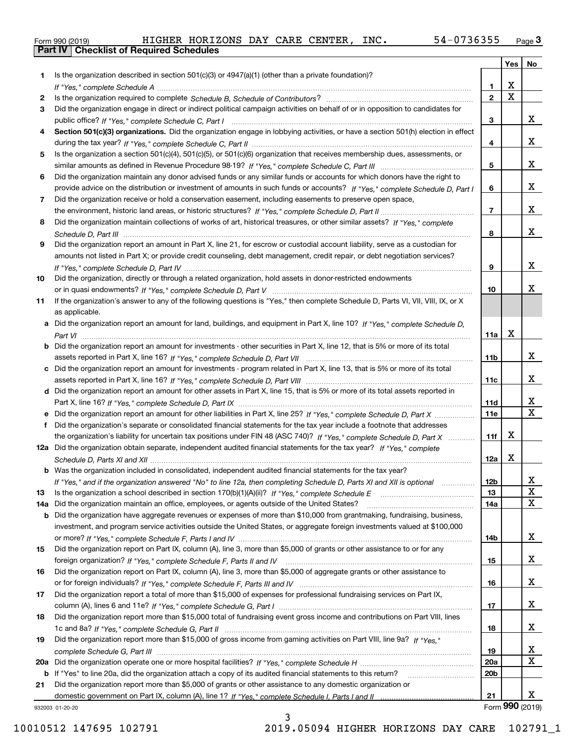Form 990 (2019) HIGHER HORIZONS DAY CARE CENTER, INC. 54-0736355 Page 3

## Part IV Checklist of Required Schedules

| | | | Yes | No |
|---|---|---|---|---|
| 1 | Is the organization described in section 501(c)(3) or 4947(a)(1) (other than a private foundation)? *If "Yes," complete Schedule A* | 1 | X | |
| 2 | Is the organization required to complete *Schedule B, Schedule of Contributors*? | 2 | X | |
| 3 | Did the organization engage in direct or indirect political campaign activities on behalf of or in opposition to candidates for public office? *If "Yes," complete Schedule C, Part I* | 3 | | X |
| 4 | **Section 501(c)(3) organizations.** Did the organization engage in lobbying activities, or have a section 501(h) election in effect during the tax year? *If "Yes," complete Schedule C, Part II* | 4 | | X |
| 5 | Is the organization a section 501(c)(4), 501(c)(5), or 501(c)(6) organization that receives membership dues, assessments, or similar amounts as defined in Revenue Procedure 98-19? *If "Yes," complete Schedule C, Part III* | 5 | | X |
| 6 | Did the organization maintain any donor advised funds or any similar funds or accounts for which donors have the right to provide advice on the distribution or investment of amounts in such funds or accounts? *If "Yes," complete Schedule D, Part I* | 6 | | X |
| 7 | Did the organization receive or hold a conservation easement, including easements to preserve open space, the environment, historic land areas, or historic structures? *If "Yes," complete Schedule D, Part II* | 7 | | X |
| 8 | Did the organization maintain collections of works of art, historical treasures, or other similar assets? *If "Yes," complete Schedule D, Part III* | 8 | | X |
| 9 | Did the organization report an amount in Part X, line 21, for escrow or custodial account liability, serve as a custodian for amounts not listed in Part X; or provide credit counseling, debt management, credit repair, or debt negotiation services? *If "Yes," complete Schedule D, Part IV* | 9 | | X |
| 10 | Did the organization, directly or through a related organization, hold assets in donor-restricted endowments or in quasi endowments? *If "Yes," complete Schedule D, Part V* | 10 | | X |
| 11 | If the organization's answer to any of the following questions is "Yes," then complete Schedule D, Parts VI, VII, VIII, IX, or X as applicable. | | | |
| a | Did the organization report an amount for land, buildings, and equipment in Part X, line 10? *If "Yes," complete Schedule D, Part VI* | 11a | X | |
| b | Did the organization report an amount for investments - other securities in Part X, line 12, that is 5% or more of its total assets reported in Part X, line 16? *If "Yes," complete Schedule D, Part VII* | 11b | | X |
| c | Did the organization report an amount for investments - program related in Part X, line 13, that is 5% or more of its total assets reported in Part X, line 16? *If "Yes," complete Schedule D, Part VIII* | 11c | | X |
| d | Did the organization report an amount for other assets in Part X, line 15, that is 5% or more of its total assets reported in Part X, line 16? *If "Yes," complete Schedule D, Part IX* | 11d | | X |
| e | Did the organization report an amount for other liabilities in Part X, line 25? *If "Yes," complete Schedule D, Part X* | 11e | | X |
| f | Did the organization's separate or consolidated financial statements for the tax year include a footnote that addresses the organization's liability for uncertain tax positions under FIN 48 (ASC 740)? *If "Yes," complete Schedule D, Part X* | 11f | X | |
| 12a | Did the organization obtain separate, independent audited financial statements for the tax year? *If "Yes," complete Schedule D, Parts XI and XII* | 12a | X | |
| b | Was the organization included in consolidated, independent audited financial statements for the tax year? *If "Yes," and if the organization answered "No" to line 12a, then completing Schedule D, Parts XI and XII is optional* | 12b | | X |
| 13 | Is the organization a school described in section 170(b)(1)(A)(ii)? *If "Yes," complete Schedule E* | 13 | | X |
| 14a | Did the organization maintain an office, employees, or agents outside of the United States? | 14a | | X |
| b | Did the organization have aggregate revenues or expenses of more than $10,000 from grantmaking, fundraising, business, investment, and program service activities outside the United States, or aggregate foreign investments valued at $100,000 or more? *If "Yes," complete Schedule F, Parts I and IV* | 14b | | X |
| 15 | Did the organization report on Part IX, column (A), line 3, more than $5,000 of grants or other assistance to or for any foreign organization? *If "Yes," complete Schedule F, Parts II and IV* | 15 | | X |
| 16 | Did the organization report on Part IX, column (A), line 3, more than $5,000 of aggregate grants or other assistance to or for foreign individuals? *If "Yes," complete Schedule F, Parts III and IV* | 16 | | X |
| 17 | Did the organization report a total of more than $15,000 of expenses for professional fundraising services on Part IX, column (A), lines 6 and 11e? *If "Yes," complete Schedule G, Part I* | 17 | | X |
| 18 | Did the organization report more than $15,000 total of fundraising event gross income and contributions on Part VIII, lines 1c and 8a? *If "Yes," complete Schedule G, Part II* | 18 | | X |
| 19 | Did the organization report more than $15,000 of gross income from gaming activities on Part VIII, line 9a? *If "Yes," complete Schedule G, Part III* | 19 | | X |
| 20a | Did the organization operate one or more hospital facilities? *If "Yes," complete Schedule H* | 20a | | X |
| b | If "Yes" to line 20a, did the organization attach a copy of its audited financial statements to this return? | 20b | | |
| 21 | Did the organization report more than $5,000 of grants or other assistance to any domestic organization or domestic government on Part IX, column (A), line 1? *If "Yes," complete Schedule I, Parts I and II* | 21 | | X |

932003 01-20-20 Form 990 (2019)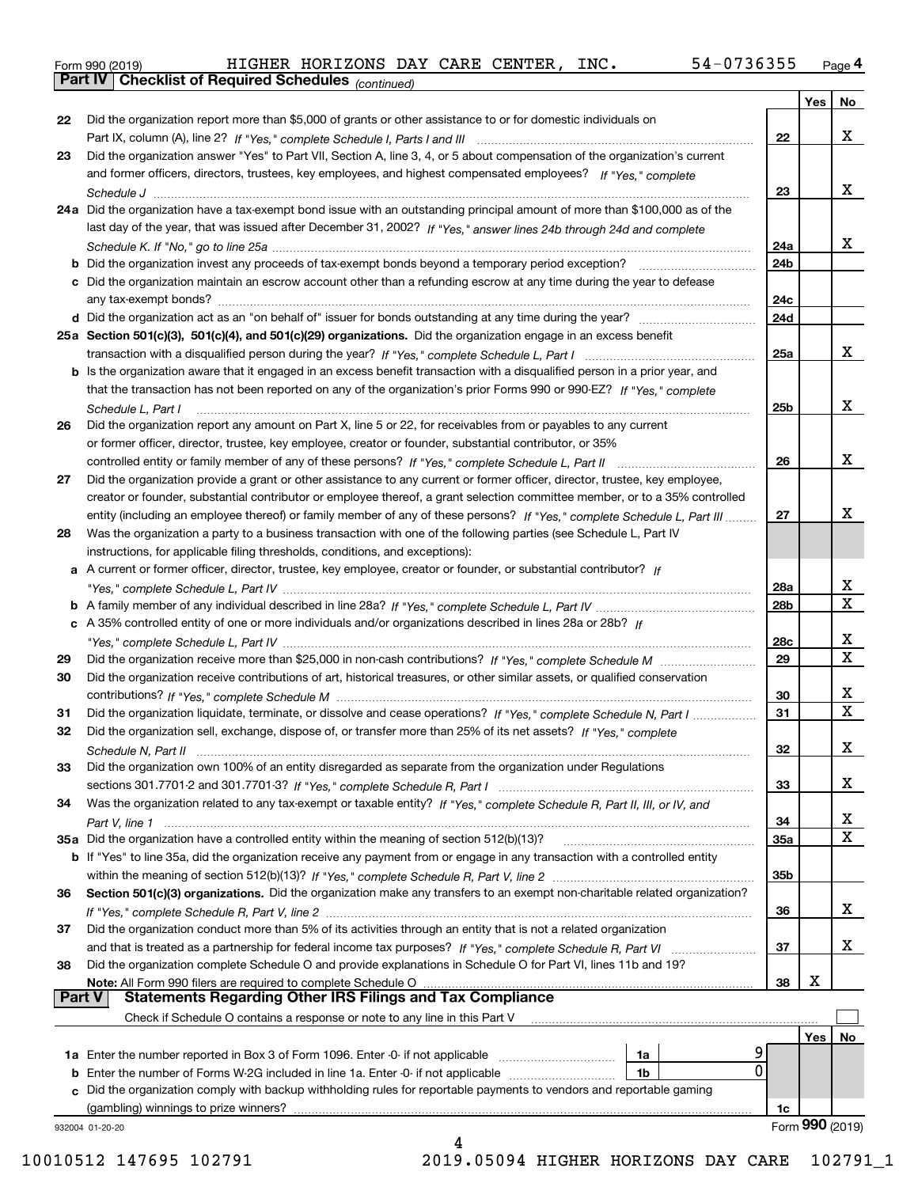Form 990 (2019) HIGHER HORIZONS DAY CARE CENTER, INC. 54-0736355 Page 4

## Part IV Checklist of Required Schedules *(continued)*

| | | | Yes | No |
|---|---|---|---|---|
| 22 | Did the organization report more than $5,000 of grants or other assistance to or for domestic individuals on Part IX, column (A), line 2? *If "Yes," complete Schedule I, Parts I and III* | 22 | | X |
| 23 | Did the organization answer "Yes" to Part VII, Section A, line 3, 4, or 5 about compensation of the organization's current and former officers, directors, trustees, key employees, and highest compensated employees? *If "Yes," complete Schedule J* | 23 | | X |
| 24a | Did the organization have a tax-exempt bond issue with an outstanding principal amount of more than $100,000 as of the last day of the year, that was issued after December 31, 2002? *If "Yes," answer lines 24b through 24d and complete Schedule K. If "No," go to line 25a* | 24a | | X |
| b | Did the organization invest any proceeds of tax-exempt bonds beyond a temporary period exception? | 24b | | |
| c | Did the organization maintain an escrow account other than a refunding escrow at any time during the year to defease any tax-exempt bonds? | 24c | | |
| d | Did the organization act as an "on behalf of" issuer for bonds outstanding at any time during the year? | 24d | | |
| 25a | **Section 501(c)(3), 501(c)(4), and 501(c)(29) organizations.** Did the organization engage in an excess benefit transaction with a disqualified person during the year? *If "Yes," complete Schedule L, Part I* | 25a | | X |
| b | Is the organization aware that it engaged in an excess benefit transaction with a disqualified person in a prior year, and that the transaction has not been reported on any of the organization's prior Forms 990 or 990-EZ? *If "Yes," complete Schedule L, Part I* | 25b | | X |
| 26 | Did the organization report any amount on Part X, line 5 or 22, for receivables from or payables to any current or former officer, director, trustee, key employee, creator or founder, substantial contributor, or 35% controlled entity or family member of any of these persons? *If "Yes," complete Schedule L, Part II* | 26 | | X |
| 27 | Did the organization provide a grant or other assistance to any current or former officer, director, trustee, key employee, creator or founder, substantial contributor or employee thereof, a grant selection committee member, or to a 35% controlled entity (including an employee thereof) or family member of any of these persons? *If "Yes," complete Schedule L, Part III* | 27 | | X |
| 28 | Was the organization a party to a business transaction with one of the following parties (see Schedule L, Part IV instructions, for applicable filing thresholds, conditions, and exceptions): | | | |
| a | A current or former officer, director, trustee, key employee, creator or founder, or substantial contributor? *If "Yes," complete Schedule L, Part IV* | 28a | | X |
| b | A family member of any individual described in line 28a? *If "Yes," complete Schedule L, Part IV* | 28b | | X |
| c | A 35% controlled entity of one or more individuals and/or organizations described in lines 28a or 28b? *If "Yes," complete Schedule L, Part IV* | 28c | | X |
| 29 | Did the organization receive more than $25,000 in non-cash contributions? *If "Yes," complete Schedule M* | 29 | | X |
| 30 | Did the organization receive contributions of art, historical treasures, or other similar assets, or qualified conservation contributions? *If "Yes," complete Schedule M* | 30 | | X |
| 31 | Did the organization liquidate, terminate, or dissolve and cease operations? *If "Yes," complete Schedule N, Part I* | 31 | | X |
| 32 | Did the organization sell, exchange, dispose of, or transfer more than 25% of its net assets? *If "Yes," complete Schedule N, Part II* | 32 | | X |
| 33 | Did the organization own 100% of an entity disregarded as separate from the organization under Regulations sections 301.7701-2 and 301.7701-3? *If "Yes," complete Schedule R, Part I* | 33 | | X |
| 34 | Was the organization related to any tax-exempt or taxable entity? *If "Yes," complete Schedule R, Part II, III, or IV, and Part V, line 1* | 34 | | X |
| 35a | Did the organization have a controlled entity within the meaning of section 512(b)(13)? | 35a | | X |
| b | If "Yes" to line 35a, did the organization receive any payment from or engage in any transaction with a controlled entity within the meaning of section 512(b)(13)? *If "Yes," complete Schedule R, Part V, line 2* | 35b | | |
| 36 | **Section 501(c)(3) organizations.** Did the organization make any transfers to an exempt non-charitable related organization? *If "Yes," complete Schedule R, Part V, line 2* | 36 | | X |
| 37 | Did the organization conduct more than 5% of its activities through an entity that is not a related organization and that is treated as a partnership for federal income tax purposes? *If "Yes," complete Schedule R, Part VI* | 37 | | X |
| 38 | Did the organization complete Schedule O and provide explanations in Schedule O for Part VI, lines 11b and 19? **Note:** All Form 990 filers are required to complete Schedule O | 38 | X | |

## Part V Statements Regarding Other IRS Filings and Tax Compliance

Check if Schedule O contains a response or note to any line in this Part V ☐

| | | | | | Yes | No |
|---|---|---|---|---|---|---|
| 1a | Enter the number reported in Box 3 of Form 1096. Enter -0- if not applicable | 1a | 9 | | | |
| b | Enter the number of Forms W-2G included in line 1a. Enter -0- if not applicable | 1b | 0 | | | |
| c | Did the organization comply with backup withholding rules for reportable payments to vendors and reportable gaming (gambling) winnings to prize winners? | | | 1c | | |

932004 01-20-20 Form **990** (2019)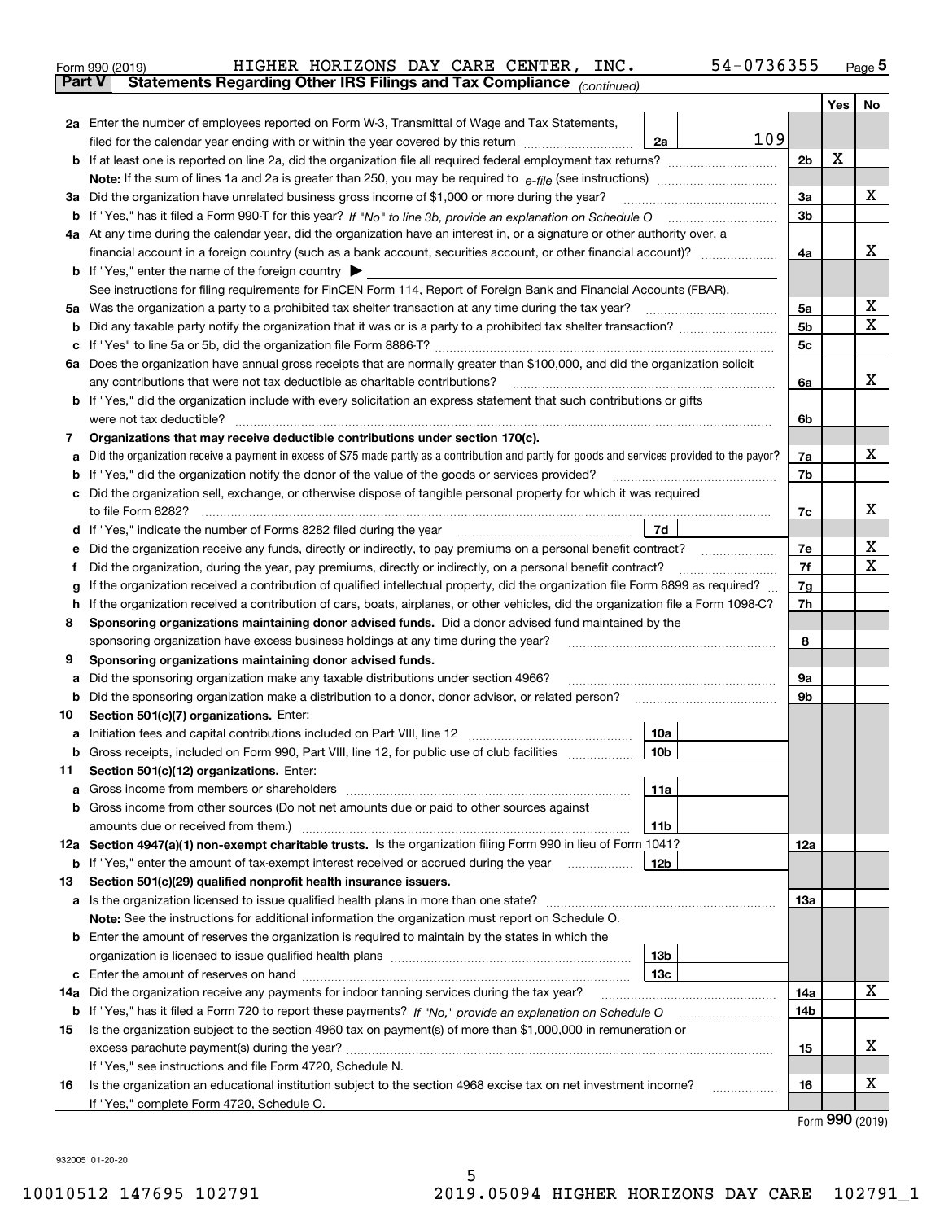Form 990 (2019) HIGHER HORIZONS DAY CARE CENTER, INC. 54-0736355 Page 5

**Part V Statements Regarding Other IRS Filings and Tax Compliance** *(continued)*

| | | | | Yes | No |
|---|---|---|---|---|---|
| **2a** | Enter the number of employees reported on Form W-3, Transmittal of Wage and Tax Statements, filed for the calendar year ending with or within the year covered by this return | 2a | 109 | | |
| **b** | If at least one is reported on line 2a, did the organization file all required federal employment tax returns? | | 2b | X | |
| | **Note:** If the sum of lines 1a and 2a is greater than 250, you may be required to *e-file* (see instructions) | | | | |
| **3a** | Did the organization have unrelated business gross income of $1,000 or more during the year? | | 3a | | X |
| **b** | If "Yes," has it filed a Form 990-T for this year? *If "No" to line 3b, provide an explanation on Schedule O* | | 3b | | |
| **4a** | At any time during the calendar year, did the organization have an interest in, or a signature or other authority over, a financial account in a foreign country (such as a bank account, securities account, or other financial account)? | | 4a | | X |
| **b** | If "Yes," enter the name of the foreign country ▶ | | | | |
| | See instructions for filing requirements for FinCEN Form 114, Report of Foreign Bank and Financial Accounts (FBAR). | | | | |
| **5a** | Was the organization a party to a prohibited tax shelter transaction at any time during the tax year? | | 5a | | X |
| **b** | Did any taxable party notify the organization that it was or is a party to a prohibited tax shelter transaction? | | 5b | | X |
| **c** | If "Yes" to line 5a or 5b, did the organization file Form 8886-T? | | 5c | | |
| **6a** | Does the organization have annual gross receipts that are normally greater than $100,000, and did the organization solicit any contributions that were not tax deductible as charitable contributions? | | 6a | | X |
| **b** | If "Yes," did the organization include with every solicitation an express statement that such contributions or gifts were not tax deductible? | | 6b | | |
| **7** | **Organizations that may receive deductible contributions under section 170(c).** | | | | |
| **a** | Did the organization receive a payment in excess of $75 made partly as a contribution and partly for goods and services provided to the payor? | | 7a | | X |
| **b** | If "Yes," did the organization notify the donor of the value of the goods or services provided? | | 7b | | |
| **c** | Did the organization sell, exchange, or otherwise dispose of tangible personal property for which it was required to file Form 8282? | | 7c | | X |
| **d** | If "Yes," indicate the number of Forms 8282 filed during the year | 7d | | | |
| **e** | Did the organization receive any funds, directly or indirectly, to pay premiums on a personal benefit contract? | | 7e | | X |
| **f** | Did the organization, during the year, pay premiums, directly or indirectly, on a personal benefit contract? | | 7f | | X |
| **g** | If the organization received a contribution of qualified intellectual property, did the organization file Form 8899 as required? | | 7g | | |
| **h** | If the organization received a contribution of cars, boats, airplanes, or other vehicles, did the organization file a Form 1098-C? | | 7h | | |
| **8** | **Sponsoring organizations maintaining donor advised funds.** Did a donor advised fund maintained by the sponsoring organization have excess business holdings at any time during the year? | | 8 | | |
| **9** | **Sponsoring organizations maintaining donor advised funds.** | | | | |
| **a** | Did the sponsoring organization make any taxable distributions under section 4966? | | 9a | | |
| **b** | Did the sponsoring organization make a distribution to a donor, donor advisor, or related person? | | 9b | | |
| **10** | **Section 501(c)(7) organizations.** Enter: | | | | |
| **a** | Initiation fees and capital contributions included on Part VIII, line 12 | 10a | | | |
| **b** | Gross receipts, included on Form 990, Part VIII, line 12, for public use of club facilities | 10b | | | |
| **11** | **Section 501(c)(12) organizations.** Enter: | | | | |
| **a** | Gross income from members or shareholders | 11a | | | |
| **b** | Gross income from other sources (Do not net amounts due or paid to other sources against amounts due or received from them.) | 11b | | | |
| **12a** | **Section 4947(a)(1) non-exempt charitable trusts.** Is the organization filing Form 990 in lieu of Form 1041? | | 12a | | |
| **b** | If "Yes," enter the amount of tax-exempt interest received or accrued during the year | 12b | | | |
| **13** | **Section 501(c)(29) qualified nonprofit health insurance issuers.** | | | | |
| **a** | Is the organization licensed to issue qualified health plans in more than one state? | | 13a | | |
| | **Note:** See the instructions for additional information the organization must report on Schedule O. | | | | |
| **b** | Enter the amount of reserves the organization is required to maintain by the states in which the organization is licensed to issue qualified health plans | 13b | | | |
| **c** | Enter the amount of reserves on hand | 13c | | | |
| **14a** | Did the organization receive any payments for indoor tanning services during the tax year? | | 14a | | X |
| **b** | If "Yes," has it filed a Form 720 to report these payments? *If "No," provide an explanation on Schedule O* | | 14b | | |
| **15** | Is the organization subject to the section 4960 tax on payment(s) of more than $1,000,000 in remuneration or excess parachute payment(s) during the year? | | 15 | | X |
| | If "Yes," see instructions and file Form 4720, Schedule N. | | | | |
| **16** | Is the organization an educational institution subject to the section 4968 excise tax on net investment income? | | 16 | | X |
| | If "Yes," complete Form 4720, Schedule O. | | | | |

Form **990** (2019)

932005 01-20-20

10010512 147695 102791 2019.05094 HIGHER HORIZONS DAY CARE 102791_1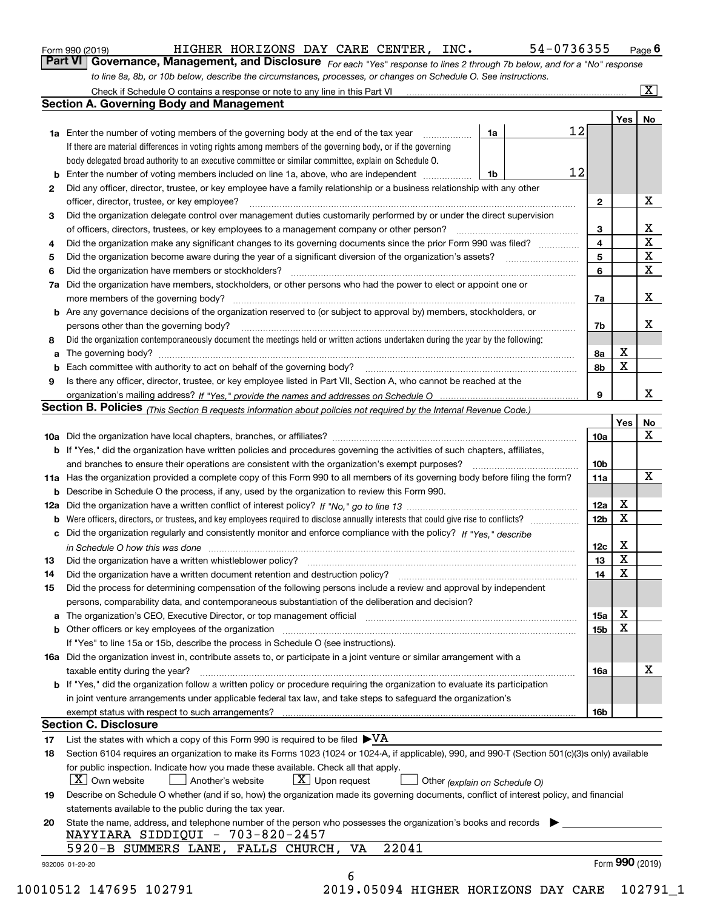Form 990 (2019) HIGHER HORIZONS DAY CARE CENTER, INC. 54-0736355 Page 6

**Part VI Governance, Management, and Disclosure** *For each "Yes" response to lines 2 through 7b below, and for a "No" response to line 8a, 8b, or 10b below, describe the circumstances, processes, or changes on Schedule O. See instructions.*

Check if Schedule O contains a response or note to any line in this Part VI [X]

## Section A. Governing Body and Management

| | | | | Yes | No |
|---|---|---|---|---|---|
| 1a | Enter the number of voting members of the governing body at the end of the tax year. If there are material differences in voting rights among members of the governing body, or if the governing body delegated broad authority to an executive committee or similar committee, explain on Schedule O. | 1a | 12 | | |
| b | Enter the number of voting members included on line 1a, above, who are independent | 1b | 12 | | |
| 2 | Did any officer, director, trustee, or key employee have a family relationship or a business relationship with any other officer, director, trustee, or key employee? | 2 | | | X |
| 3 | Did the organization delegate control over management duties customarily performed by or under the direct supervision of officers, directors, trustees, or key employees to a management company or other person? | 3 | | | X |
| 4 | Did the organization make any significant changes to its governing documents since the prior Form 990 was filed? | 4 | | | X |
| 5 | Did the organization become aware during the year of a significant diversion of the organization's assets? | 5 | | | X |
| 6 | Did the organization have members or stockholders? | 6 | | | X |
| 7a | Did the organization have members, stockholders, or other persons who had the power to elect or appoint one or more members of the governing body? | 7a | | | X |
| b | Are any governance decisions of the organization reserved to (or subject to approval by) members, stockholders, or persons other than the governing body? | 7b | | | X |
| 8 | Did the organization contemporaneously document the meetings held or written actions undertaken during the year by the following: | | | | |
| a | The governing body? | 8a | | X | |
| b | Each committee with authority to act on behalf of the governing body? | 8b | | X | |
| 9 | Is there any officer, director, trustee, or key employee listed in Part VII, Section A, who cannot be reached at the organization's mailing address? *If "Yes," provide the names and addresses on Schedule O* | 9 | | | X |

## Section B. Policies *(This Section B requests information about policies not required by the Internal Revenue Code.)*

| | | | Yes | No |
|---|---|---|---|---|
| 10a | Did the organization have local chapters, branches, or affiliates? | 10a | | X |
| b | If "Yes," did the organization have written policies and procedures governing the activities of such chapters, affiliates, and branches to ensure their operations are consistent with the organization's exempt purposes? | 10b | | |
| 11a | Has the organization provided a complete copy of this Form 990 to all members of its governing body before filing the form? | 11a | | X |
| b | Describe in Schedule O the process, if any, used by the organization to review this Form 990. | | | |
| 12a | Did the organization have a written conflict of interest policy? *If "No," go to line 13* | 12a | X | |
| b | Were officers, directors, or trustees, and key employees required to disclose annually interests that could give rise to conflicts? | 12b | X | |
| c | Did the organization regularly and consistently monitor and enforce compliance with the policy? *If "Yes," describe in Schedule O how this was done* | 12c | X | |
| 13 | Did the organization have a written whistleblower policy? | 13 | X | |
| 14 | Did the organization have a written document retention and destruction policy? | 14 | X | |
| 15 | Did the process for determining compensation of the following persons include a review and approval by independent persons, comparability data, and contemporaneous substantiation of the deliberation and decision? | | | |
| a | The organization's CEO, Executive Director, or top management official | 15a | X | |
| b | Other officers or key employees of the organization | 15b | X | |
| | If "Yes" to line 15a or 15b, describe the process in Schedule O (see instructions). | | | |
| 16a | Did the organization invest in, contribute assets to, or participate in a joint venture or similar arrangement with a taxable entity during the year? | 16a | | X |
| b | If "Yes," did the organization follow a written policy or procedure requiring the organization to evaluate its participation in joint venture arrangements under applicable federal tax law, and take steps to safeguard the organization's exempt status with respect to such arrangements? | 16b | | |

## Section C. Disclosure

17 List the states with which a copy of this Form 990 is required to be filed ▶VA

18 Section 6104 requires an organization to make its Forms 1023 (1024 or 1024-A, if applicable), 990, and 990-T (Section 501(c)(3)s only) available for public inspection. Indicate how you made these available. Check all that apply.

[X] Own website [ ] Another's website [X] Upon request [ ] Other *(explain on Schedule O)*

19 Describe on Schedule O whether (and if so, how) the organization made its governing documents, conflict of interest policy, and financial statements available to the public during the tax year.

20 State the name, address, and telephone number of the person who possesses the organization's books and records ▶

NAYYIARA SIDDIQUI - 703-820-2457
5920-B SUMMERS LANE, FALLS CHURCH, VA 22041

932006 01-20-20 Form 990 (2019)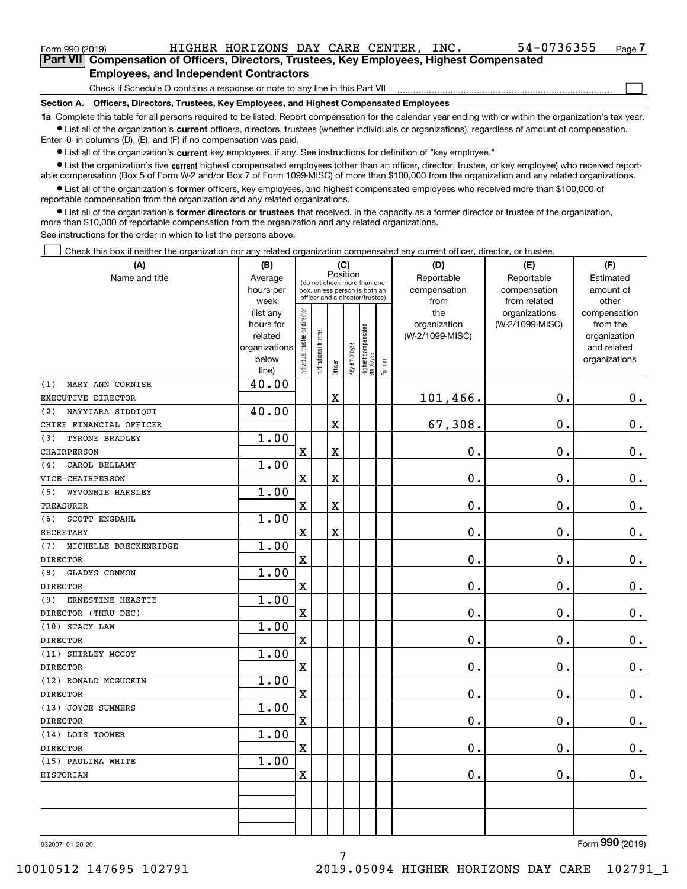Form 990 (2019) HIGHER HORIZONS DAY CARE CENTER, INC. 54-0736355

## Part VII Compensation of Officers, Directors, Trustees, Key Employees, Highest Compensated Employees, and Independent Contractors

Check if Schedule O contains a response or note to any line in this Part VII ☐

### Section A. Officers, Directors, Trustees, Key Employees, and Highest Compensated Employees

**1a** Complete this table for all persons required to be listed. Report compensation for the calendar year ending with or within the organization's tax year.

- List all of the organization's **current** officers, directors, trustees (whether individuals or organizations), regardless of amount of compensation. Enter -0- in columns (D), (E), and (F) if no compensation was paid.
- List all of the organization's **current** key employees, if any. See instructions for definition of "key employee."
- List the organization's five **current** highest compensated employees (other than an officer, director, trustee, or key employee) who received reportable compensation (Box 5 of Form W-2 and/or Box 7 of Form 1099-MISC) of more than $100,000 from the organization and any related organizations.
- List all of the organization's **former** officers, key employees, and highest compensated employees who received more than $100,000 of reportable compensation from the organization and any related organizations.
- List all of the organization's **former directors or trustees** that received, in the capacity as a former director or trustee of the organization, more than $10,000 of reportable compensation from the organization and any related organizations.

See instructions for the order in which to list the persons above.

☐ Check this box if neither the organization nor any related organization compensated any current officer, director, or trustee.

| (A) Name and title | (B) Average hours per week (list any hours for related organizations below line) | (C) Position (do not check more than one box, unless person is both an officer and a director/trustee) | | | | | | (D) Reportable compensation from the organization (W-2/1099-MISC) | (E) Reportable compensation from related organizations (W-2/1099-MISC) | (F) Estimated amount of other compensation from the organization and related organizations |
|---|---|---|---|---|---|---|---|---|---|---|
| | | Individual trustee or director | Institutional trustee | Officer | Key employee | Highest compensated employee | Former | | | |
| (1) MARY ANN CORNISH<br>EXECUTIVE DIRECTOR | 40.00 | | | X | | | | 101,466. | 0. | 0. |
| (2) NAYYIARA SIDDIQUI<br>CHIEF FINANCIAL OFFICER | 40.00 | | | X | | | | 67,308. | 0. | 0. |
| (3) TYRONE BRADLEY<br>CHAIRPERSON | 1.00 | X | | X | | | | 0. | 0. | 0. |
| (4) CAROL BELLAMY<br>VICE-CHAIRPERSON | 1.00 | X | | X | | | | 0. | 0. | 0. |
| (5) WYVONNIE HARSLEY<br>TREASURER | 1.00 | X | | X | | | | 0. | 0. | 0. |
| (6) SCOTT ENGDAHL<br>SECRETARY | 1.00 | X | | X | | | | 0. | 0. | 0. |
| (7) MICHELLE BRECKENRIDGE<br>DIRECTOR | 1.00 | X | | | | | | 0. | 0. | 0. |
| (8) GLADYS COMMON<br>DIRECTOR | 1.00 | X | | | | | | 0. | 0. | 0. |
| (9) ERNESTINE HEASTIE<br>DIRECTOR (THRU DEC) | 1.00 | X | | | | | | 0. | 0. | 0. |
| (10) STACY LAW<br>DIRECTOR | 1.00 | X | | | | | | 0. | 0. | 0. |
| (11) SHIRLEY MCCOY<br>DIRECTOR | 1.00 | X | | | | | | 0. | 0. | 0. |
| (12) RONALD MCGUCKIN<br>DIRECTOR | 1.00 | X | | | | | | 0. | 0. | 0. |
| (13) JOYCE SUMMERS<br>DIRECTOR | 1.00 | X | | | | | | 0. | 0. | 0. |
| (14) LOIS TOOMER<br>DIRECTOR | 1.00 | X | | | | | | 0. | 0. | 0. |
| (15) PAULINA WHITE<br>HISTORIAN | 1.00 | X | | | | | | 0. | 0. | 0. |
| | | | | | | | | | | |
| | | | | | | | | | | |

932007 01-20-20 Form 990 (2019)

10010512 147695 102791 2019.05094 HIGHER HORIZONS DAY CARE 102791_1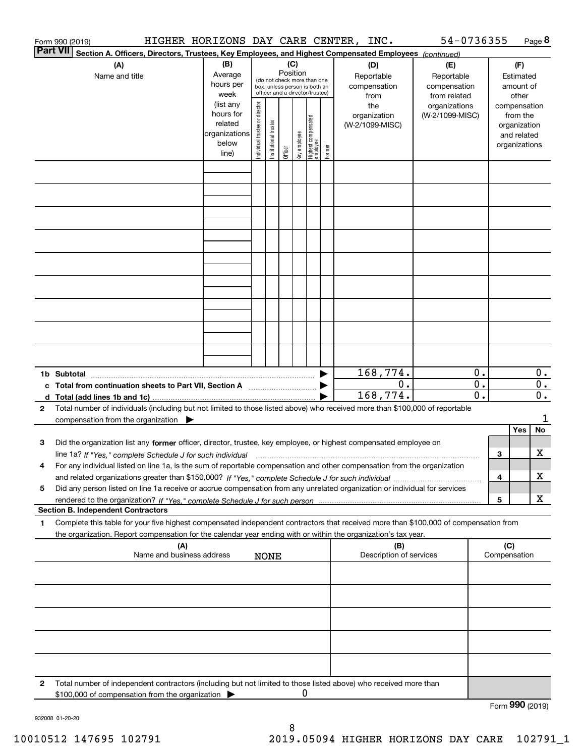Form 990 (2019) HIGHER HORIZONS DAY CARE CENTER, INC. 54-0736355 Page 8

**Part VII Section A. Officers, Directors, Trustees, Key Employees, and Highest Compensated Employees** *(continued)*

| (A) Name and title | (B) Average hours per week (list any hours for related organizations below line) | (C) Position: Individual trustee or director | Institutional trustee | Officer | Key employee | Highest compensated employee | Former | (D) Reportable compensation from the organization (W-2/1099-MISC) | (E) Reportable compensation from related organizations (W-2/1099-MISC) | (F) Estimated amount of other compensation from the organization and related organizations |
|---|---|---|---|---|---|---|---|---|---|---|
| | | | | | | | | | | |
| | | | | | | | | | | |
| | | | | | | | | | | |
| | | | | | | | | | | |
| | | | | | | | | | | |
| | | | | | | | | | | |
| | | | | | | | | | | |
| | | | | | | | | | | |
| | | | | | | | | | | |
| **1b Subtotal** | | | | | | | ▶ | 168,774. | 0. | 0. |
| **c Total from continuation sheets to Part VII, Section A** | | | | | | | ▶ | 0. | 0. | 0. |
| **d Total (add lines 1b and 1c)** | | | | | | | ▶ | 168,774. | 0. | 0. |

**2** Total number of individuals (including but not limited to those listed above) who received more than $100,000 of reportable compensation from the organization ▶ 1

| | | Yes | No |
|---|---|---|---|
| **3** Did the organization list any **former** officer, director, trustee, key employee, or highest compensated employee on line 1a? *If "Yes," complete Schedule J for such individual* | 3 | | X |
| **4** For any individual listed on line 1a, is the sum of reportable compensation and other compensation from the organization and related organizations greater than $150,000? *If "Yes," complete Schedule J for such individual* | 4 | | X |
| **5** Did any person listed on line 1a receive or accrue compensation from any unrelated organization or individual for services rendered to the organization? *If "Yes," complete Schedule J for such person* | 5 | | X |

**Section B. Independent Contractors**

**1** Complete this table for your five highest compensated independent contractors that received more than $100,000 of compensation from the organization. Report compensation for the calendar year ending with or within the organization's tax year.

| (A) Name and business address | (B) Description of services | (C) Compensation |
|---|---|---|
| NONE | | |
| | | |
| | | |
| | | |
| | | |

**2** Total number of independent contractors (including but not limited to those listed above) who received more than $100,000 of compensation from the organization ▶ 0

Form **990** (2019)

932008 01-20-20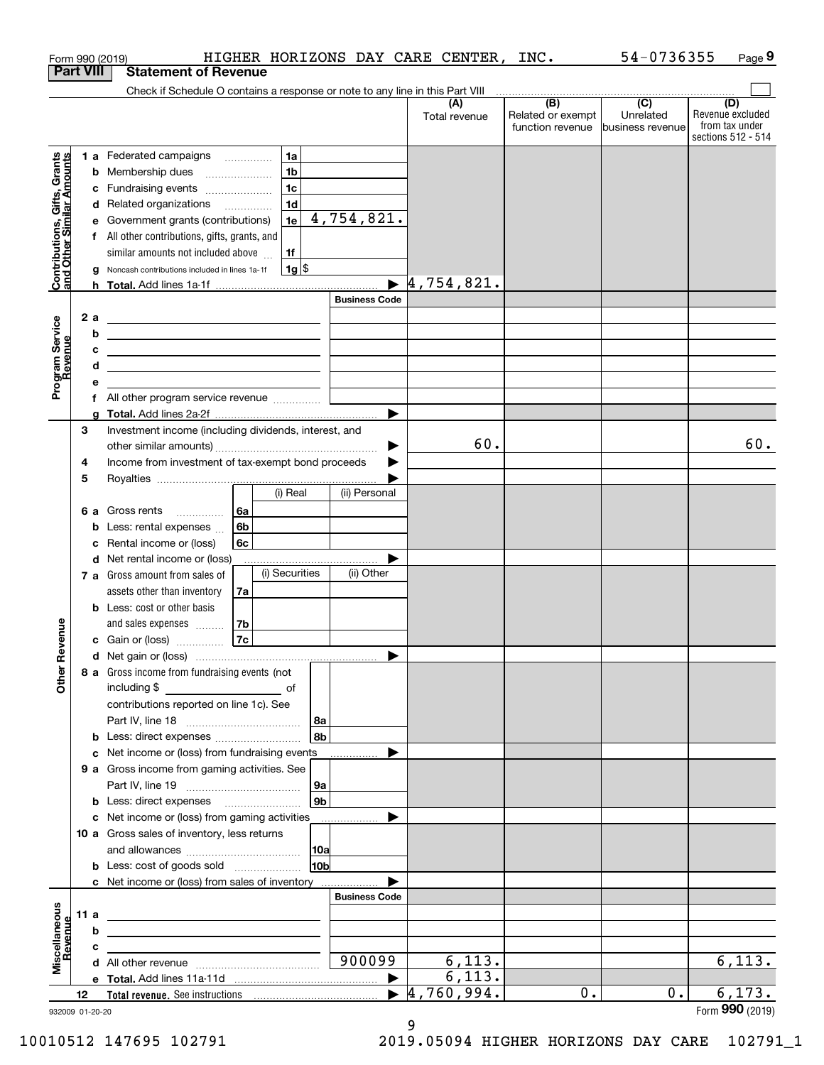Form 990 (2019) HIGHER HORIZONS DAY CARE CENTER, INC. 54-0736355 Page 9

## Part VIII Statement of Revenue

Check if Schedule O contains a response or note to any line in this Part VIII

| | | | | (A) Total revenue | (B) Related or exempt function revenue | (C) Unrelated business revenue | (D) Revenue excluded from tax under sections 512 - 514 |
|---|---|---|---|---|---|---|---|
| **Contributions, Gifts, Grants and Other Similar Amounts** | 1a Federated campaigns | 1a | | | | | |
| | b Membership dues | 1b | | | | | |
| | c Fundraising events | 1c | | | | | |
| | d Related organizations | 1d | | | | | |
| | e Government grants (contributions) | 1e | 4,754,821. | | | | |
| | f All other contributions, gifts, grants, and similar amounts not included above | 1f | | | | | |
| | g Noncash contributions included in lines 1a-1f | 1g | $ | | | | |
| | h **Total.** Add lines 1a-1f | | | 4,754,821. | | | |
| **Program Service Revenue** | | | Business Code | | | | |
| | 2 a | | | | | | |
| | b | | | | | | |
| | c | | | | | | |
| | d | | | | | | |
| | e | | | | | | |
| | f All other program service revenue | | | | | | |
| | g **Total.** Add lines 2a-2f | | | | | | |
| **Other Revenue** | 3 Investment income (including dividends, interest, and other similar amounts) | | | 60. | | | 60. |
| | 4 Income from investment of tax-exempt bond proceeds | | | | | | |
| | 5 Royalties | | | | | | |
| | | (i) Real | (ii) Personal | | | | |
| | 6 a Gross rents 6a | | | | | | |
| | b Less: rental expenses 6b | | | | | | |
| | c Rental income or (loss) 6c | | | | | | |
| | d Net rental income or (loss) | | | | | | |
| | | (i) Securities | (ii) Other | | | | |
| | 7 a Gross amount from sales of assets other than inventory 7a | | | | | | |
| | b Less: cost or other basis and sales expenses 7b | | | | | | |
| | c Gain or (loss) 7c | | | | | | |
| | d Net gain or (loss) | | | | | | |
| | 8 a Gross income from fundraising events (not including $ of contributions reported on line 1c). See Part IV, line 18 | 8a | | | | | |
| | b Less: direct expenses | 8b | | | | | |
| | c Net income or (loss) from fundraising events | | | | | | |
| | 9 a Gross income from gaming activities. See Part IV, line 19 | 9a | | | | | |
| | b Less: direct expenses | 9b | | | | | |
| | c Net income or (loss) from gaming activities | | | | | | |
| | 10 a Gross sales of inventory, less returns and allowances | 10a | | | | | |
| | b Less: cost of goods sold | 10b | | | | | |
| | c Net income or (loss) from sales of inventory | | | | | | |
| **Miscellaneous Revenue** | | | Business Code | | | | |
| | 11 a | | | | | | |
| | b | | | | | | |
| | c | | | | | | |
| | d All other revenue | | 900099 | 6,113. | | | 6,113. |
| | e **Total.** Add lines 11a-11d | | | 6,113. | | | |
| | 12 **Total revenue.** See instructions | | | 4,760,994. | 0. | 0. | 6,173. |

932009 01-20-20 Form **990** (2019)

10010512 147695 102791 2019.05094 HIGHER HORIZONS DAY CARE 102791_1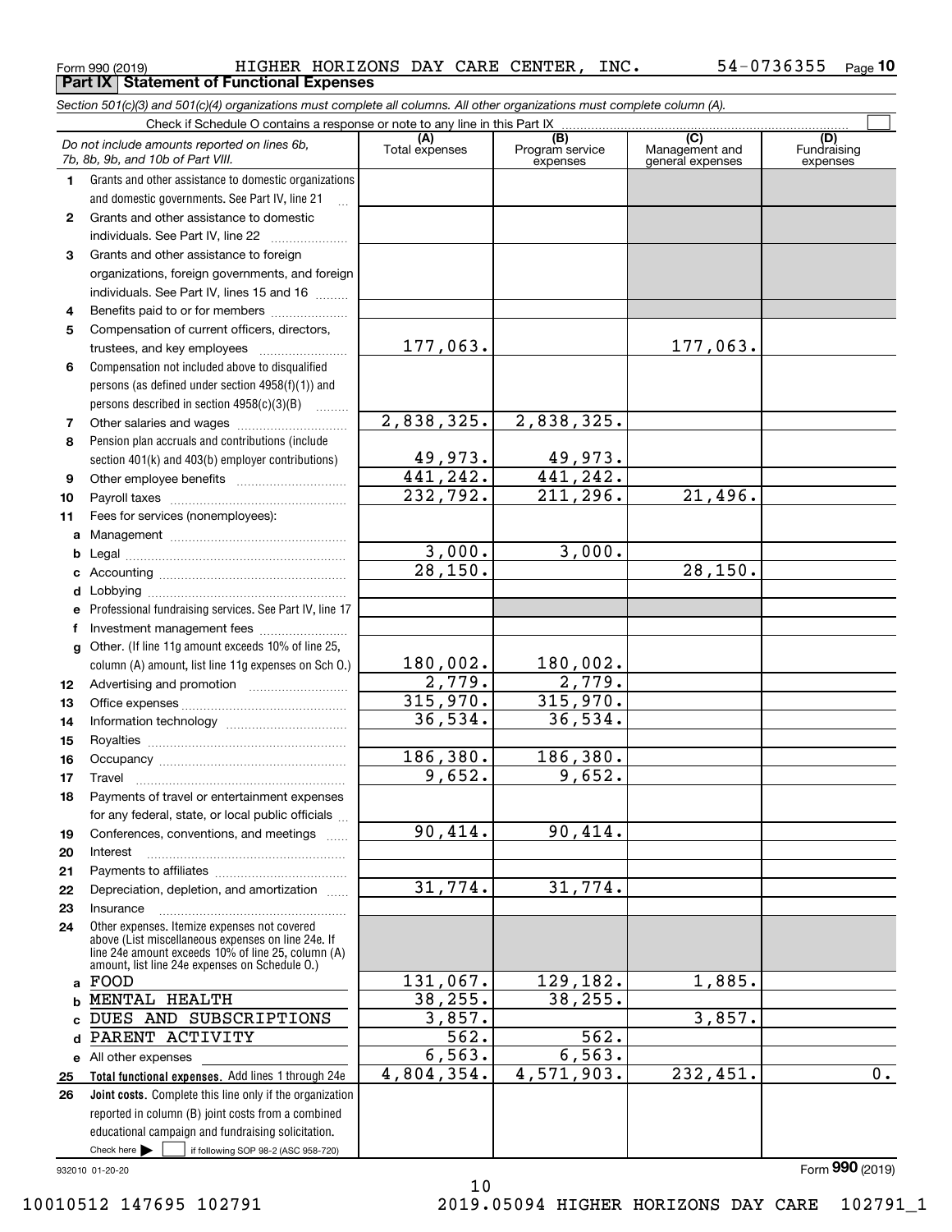Form 990 (2019) HIGHER HORIZONS DAY CARE CENTER, INC. 54-0736355 Page **10**

**Part IX Statement of Functional Expenses**

*Section 501(c)(3) and 501(c)(4) organizations must complete all columns. All other organizations must complete column (A).*

Check if Schedule O contains a response or note to any line in this Part IX ☐

| *Do not include amounts reported on lines 6b, 7b, 8b, 9b, and 10b of Part VIII.* | (A) Total expenses | (B) Program service expenses | (C) Management and general expenses | (D) Fundraising expenses |
|---|---|---|---|---|
| **1** Grants and other assistance to domestic organizations and domestic governments. See Part IV, line 21 | | | | |
| **2** Grants and other assistance to domestic individuals. See Part IV, line 22 | | | | |
| **3** Grants and other assistance to foreign organizations, foreign governments, and foreign individuals. See Part IV, lines 15 and 16 | | | | |
| **4** Benefits paid to or for members | | | | |
| **5** Compensation of current officers, directors, trustees, and key employees | 177,063. | | 177,063. | |
| **6** Compensation not included above to disqualified persons (as defined under section 4958(f)(1)) and persons described in section 4958(c)(3)(B) | | | | |
| **7** Other salaries and wages | 2,838,325. | 2,838,325. | | |
| **8** Pension plan accruals and contributions (include section 401(k) and 403(b) employer contributions) | 49,973. | 49,973. | | |
| **9** Other employee benefits | 441,242. | 441,242. | | |
| **10** Payroll taxes | 232,792. | 211,296. | 21,496. | |
| **11** Fees for services (nonemployees): | | | | |
| **a** Management | | | | |
| **b** Legal | 3,000. | 3,000. | | |
| **c** Accounting | 28,150. | | 28,150. | |
| **d** Lobbying | | | | |
| **e** Professional fundraising services. See Part IV, line 17 | | | | |
| **f** Investment management fees | | | | |
| **g** Other. (If line 11g amount exceeds 10% of line 25, column (A) amount, list line 11g expenses on Sch O.) | 180,002. | 180,002. | | |
| **12** Advertising and promotion | 2,779. | 2,779. | | |
| **13** Office expenses | 315,970. | 315,970. | | |
| **14** Information technology | 36,534. | 36,534. | | |
| **15** Royalties | | | | |
| **16** Occupancy | 186,380. | 186,380. | | |
| **17** Travel | 9,652. | 9,652. | | |
| **18** Payments of travel or entertainment expenses for any federal, state, or local public officials | | | | |
| **19** Conferences, conventions, and meetings | 90,414. | 90,414. | | |
| **20** Interest | | | | |
| **21** Payments to affiliates | | | | |
| **22** Depreciation, depletion, and amortization | 31,774. | 31,774. | | |
| **23** Insurance | | | | |
| **24** Other expenses. Itemize expenses not covered above (List miscellaneous expenses on line 24e. If line 24e amount exceeds 10% of line 25, column (A) amount, list line 24e expenses on Schedule O.) | | | | |
| **a** FOOD | 131,067. | 129,182. | 1,885. | |
| **b** MENTAL HEALTH | 38,255. | 38,255. | | |
| **c** DUES AND SUBSCRIPTIONS | 3,857. | | 3,857. | |
| **d** PARENT ACTIVITY | 562. | 562. | | |
| **e** All other expenses | 6,563. | 6,563. | | |
| **25 Total functional expenses.** Add lines 1 through 24e | 4,804,354. | 4,571,903. | 232,451. | 0. |
| **26 Joint costs.** Complete this line only if the organization reported in column (B) joint costs from a combined educational campaign and fundraising solicitation. Check here ☐ if following SOP 98-2 (ASC 958-720) | | | | |

932010 01-20-20 Form **990** (2019)

10010512 147695 102791 2019.05094 HIGHER HORIZONS DAY CARE 102791_1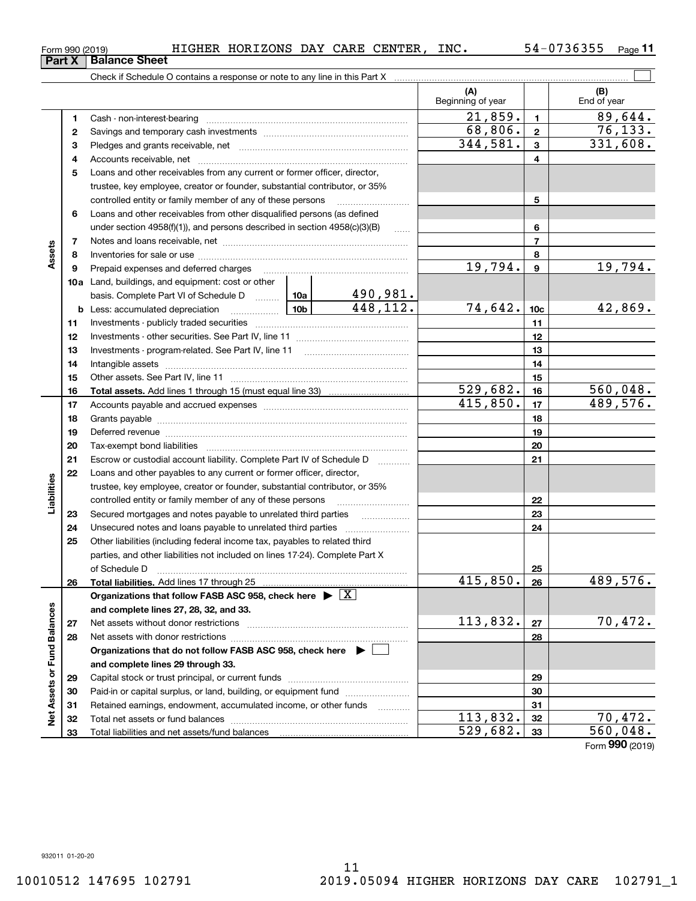Form 990 (2019) HIGHER HORIZONS DAY CARE CENTER, INC. 54-0736355

## Part X Balance Sheet

Check if Schedule O contains a response or note to any line in this Part X ☐

| Section | Line | Description | | | (A) Beginning of year | Line | (B) End of year |
|---|---|---|---|---|---|---|---|
| Assets | 1 | Cash - non-interest-bearing | | | 21,859. | 1 | 89,644. |
| | 2 | Savings and temporary cash investments | | | 68,806. | 2 | 76,133. |
| | 3 | Pledges and grants receivable, net | | | 344,581. | 3 | 331,608. |
| | 4 | Accounts receivable, net | | | | 4 | |
| | 5 | Loans and other receivables from any current or former officer, director, trustee, key employee, creator or founder, substantial contributor, or 35% controlled entity or family member of any of these persons | | | | 5 | |
| | 6 | Loans and other receivables from other disqualified persons (as defined under section 4958(f)(1)), and persons described in section 4958(c)(3)(B) | | | | 6 | |
| | 7 | Notes and loans receivable, net | | | | 7 | |
| | 8 | Inventories for sale or use | | | | 8 | |
| | 9 | Prepaid expenses and deferred charges | | | 19,794. | 9 | 19,794. |
| | 10a | Land, buildings, and equipment: cost or other basis. Complete Part VI of Schedule D | 10a | 490,981. | | | |
| | b | Less: accumulated depreciation | 10b | 448,112. | 74,642. | 10c | 42,869. |
| | 11 | Investments - publicly traded securities | | | | 11 | |
| | 12 | Investments - other securities. See Part IV, line 11 | | | | 12 | |
| | 13 | Investments - program-related. See Part IV, line 11 | | | | 13 | |
| | 14 | Intangible assets | | | | 14 | |
| | 15 | Other assets. See Part IV, line 11 | | | | 15 | |
| | 16 | **Total assets.** Add lines 1 through 15 (must equal line 33) | | | 529,682. | 16 | 560,048. |
| Liabilities | 17 | Accounts payable and accrued expenses | | | 415,850. | 17 | 489,576. |
| | 18 | Grants payable | | | | 18 | |
| | 19 | Deferred revenue | | | | 19 | |
| | 20 | Tax-exempt bond liabilities | | | | 20 | |
| | 21 | Escrow or custodial account liability. Complete Part IV of Schedule D | | | | 21 | |
| | 22 | Loans and other payables to any current or former officer, director, trustee, key employee, creator or founder, substantial contributor, or 35% controlled entity or family member of any of these persons | | | | 22 | |
| | 23 | Secured mortgages and notes payable to unrelated third parties | | | | 23 | |
| | 24 | Unsecured notes and loans payable to unrelated third parties | | | | 24 | |
| | 25 | Other liabilities (including federal income tax, payables to related third parties, and other liabilities not included on lines 17-24). Complete Part X of Schedule D | | | | 25 | |
| | 26 | **Total liabilities.** Add lines 17 through 25 | | | 415,850. | 26 | 489,576. |
| Net Assets or Fund Balances | | **Organizations that follow FASB ASC 958, check here ▶ ☒ and complete lines 27, 28, 32, and 33.** | | | | | |
| | 27 | Net assets without donor restrictions | | | 113,832. | 27 | 70,472. |
| | 28 | Net assets with donor restrictions | | | | 28 | |
| | | **Organizations that do not follow FASB ASC 958, check here ▶ ☐ and complete lines 29 through 33.** | | | | | |
| | 29 | Capital stock or trust principal, or current funds | | | | 29 | |
| | 30 | Paid-in or capital surplus, or land, building, or equipment fund | | | | 30 | |
| | 31 | Retained earnings, endowment, accumulated income, or other funds | | | | 31 | |
| | 32 | Total net assets or fund balances | | | 113,832. | 32 | 70,472. |
| | 33 | Total liabilities and net assets/fund balances | | | 529,682. | 33 | 560,048. |

Form 990 (2019)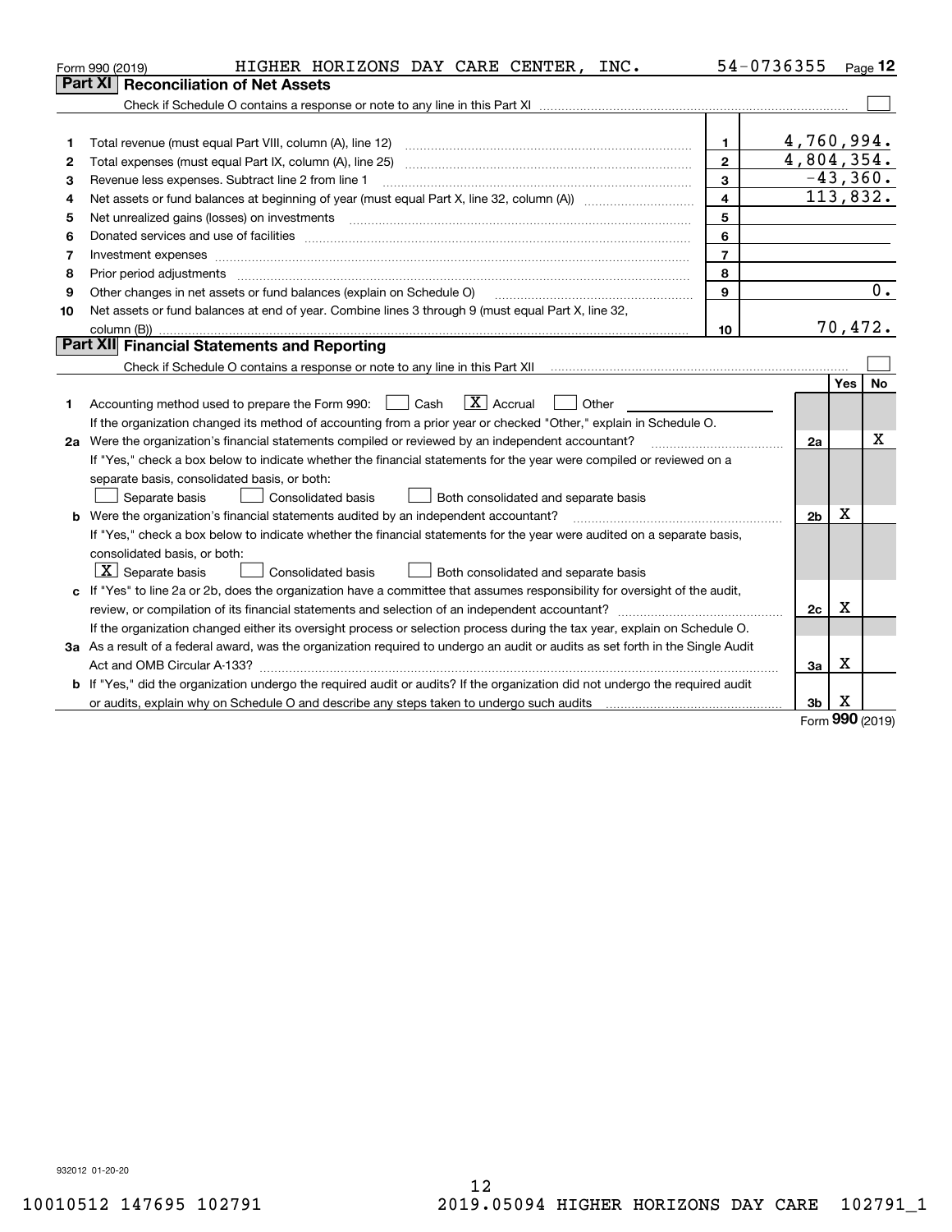Form 990 (2019) HIGHER HORIZONS DAY CARE CENTER, INC. 54-0736355 Page 12

## Part XI Reconciliation of Net Assets

Check if Schedule O contains a response or note to any line in this Part XI ☐

| | | | |
|---|---|---|---|
| 1 | Total revenue (must equal Part VIII, column (A), line 12) | 1 | 4,760,994. |
| 2 | Total expenses (must equal Part IX, column (A), line 25) | 2 | 4,804,354. |
| 3 | Revenue less expenses. Subtract line 2 from line 1 | 3 | -43,360. |
| 4 | Net assets or fund balances at beginning of year (must equal Part X, line 32, column (A)) | 4 | 113,832. |
| 5 | Net unrealized gains (losses) on investments | 5 | |
| 6 | Donated services and use of facilities | 6 | |
| 7 | Investment expenses | 7 | |
| 8 | Prior period adjustments | 8 | |
| 9 | Other changes in net assets or fund balances (explain on Schedule O) | 9 | 0. |
| 10 | Net assets or fund balances at end of year. Combine lines 3 through 9 (must equal Part X, line 32, column (B)) | 10 | 70,472. |

## Part XII Financial Statements and Reporting

Check if Schedule O contains a response or note to any line in this Part XII ☐

| | | | Yes | No |
|---|---|---|---|---|
| 1 | Accounting method used to prepare the Form 990: ☐ Cash ☒ Accrual ☐ Other | | | |
| | If the organization changed its method of accounting from a prior year or checked "Other," explain in Schedule O. | | | |
| 2a | Were the organization's financial statements compiled or reviewed by an independent accountant? | 2a | | X |
| | If "Yes," check a box below to indicate whether the financial statements for the year were compiled or reviewed on a separate basis, consolidated basis, or both: ☐ Separate basis ☐ Consolidated basis ☐ Both consolidated and separate basis | | | |
| b | Were the organization's financial statements audited by an independent accountant? | 2b | X | |
| | If "Yes," check a box below to indicate whether the financial statements for the year were audited on a separate basis, consolidated basis, or both: ☒ Separate basis ☐ Consolidated basis ☐ Both consolidated and separate basis | | | |
| c | If "Yes" to line 2a or 2b, does the organization have a committee that assumes responsibility for oversight of the audit, review, or compilation of its financial statements and selection of an independent accountant? | 2c | X | |
| | If the organization changed either its oversight process or selection process during the tax year, explain on Schedule O. | | | |
| 3a | As a result of a federal award, was the organization required to undergo an audit or audits as set forth in the Single Audit Act and OMB Circular A-133? | 3a | X | |
| b | If "Yes," did the organization undergo the required audit or audits? If the organization did not undergo the required audit or audits, explain why on Schedule O and describe any steps taken to undergo such audits | 3b | X | |

Form 990 (2019)

932012 01-20-20

10010512 147695 102791 2019.05094 HIGHER HORIZONS DAY CARE 102791_1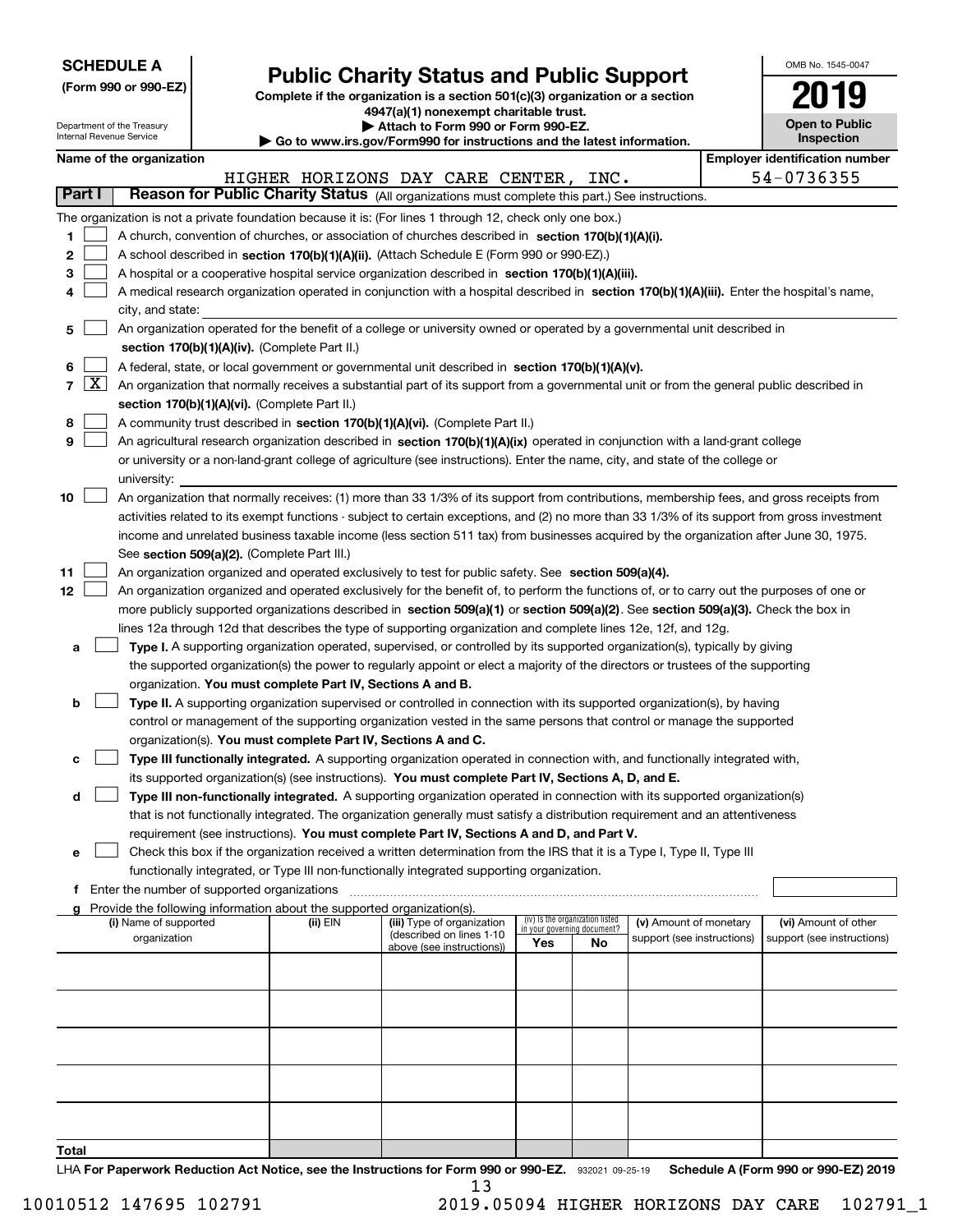**SCHEDULE A**
**(Form 990 or 990-EZ)**

Department of the Treasury
Internal Revenue Service

# Public Charity Status and Public Support

**Complete if the organization is a section 501(c)(3) organization or a section 4947(a)(1) nonexempt charitable trust.**
**▶ Attach to Form 990 or Form 990-EZ.**
**▶ Go to www.irs.gov/Form990 for instructions and the latest information.**

OMB No. 1545-0047

**2019**

**Open to Public Inspection**

**Name of the organization:** HIGHER HORIZONS DAY CARE CENTER, INC.
**Employer identification number:** 54-0736355

## Part I — Reason for Public Charity Status (All organizations must complete this part.) See instructions.

The organization is not a private foundation because it is: (For lines 1 through 12, check only one box.)

1. ☐ A church, convention of churches, or association of churches described in **section 170(b)(1)(A)(i).**
2. ☐ A school described in **section 170(b)(1)(A)(ii).** (Attach Schedule E (Form 990 or 990-EZ).)
3. ☐ A hospital or a cooperative hospital service organization described in **section 170(b)(1)(A)(iii).**
4. ☐ A medical research organization operated in conjunction with a hospital described in **section 170(b)(1)(A)(iii).** Enter the hospital's name, city, and state:
5. ☐ An organization operated for the benefit of a college or university owned or operated by a governmental unit described in **section 170(b)(1)(A)(iv).** (Complete Part II.)
6. ☐ A federal, state, or local government or governmental unit described in **section 170(b)(1)(A)(v).**
7. ☒ An organization that normally receives a substantial part of its support from a governmental unit or from the general public described in **section 170(b)(1)(A)(vi).** (Complete Part II.)
8. ☐ A community trust described in **section 170(b)(1)(A)(vi).** (Complete Part II.)
9. ☐ An agricultural research organization described in **section 170(b)(1)(A)(ix)** operated in conjunction with a land-grant college or university or a non-land-grant college of agriculture (see instructions). Enter the name, city, and state of the college or university:
10. ☐ An organization that normally receives: (1) more than 33 1/3% of its support from contributions, membership fees, and gross receipts from activities related to its exempt functions - subject to certain exceptions, and (2) no more than 33 1/3% of its support from gross investment income and unrelated business taxable income (less section 511 tax) from businesses acquired by the organization after June 30, 1975. See **section 509(a)(2).** (Complete Part III.)
11. ☐ An organization organized and operated exclusively to test for public safety. See **section 509(a)(4).**
12. ☐ An organization organized and operated exclusively for the benefit of, to perform the functions of, or to carry out the purposes of one or more publicly supported organizations described in **section 509(a)(1)** or **section 509(a)(2)**. See **section 509(a)(3).** Check the box in lines 12a through 12d that describes the type of supporting organization and complete lines 12e, 12f, and 12g.
   - **a** ☐ **Type I.** A supporting organization operated, supervised, or controlled by its supported organization(s), typically by giving the supported organization(s) the power to regularly appoint or elect a majority of the directors or trustees of the supporting organization. **You must complete Part IV, Sections A and B.**
   - **b** ☐ **Type II.** A supporting organization supervised or controlled in connection with its supported organization(s), by having control or management of the supporting organization vested in the same persons that control or manage the supported organization(s). **You must complete Part IV, Sections A and C.**
   - **c** ☐ **Type III functionally integrated.** A supporting organization operated in connection with, and functionally integrated with, its supported organization(s) (see instructions). **You must complete Part IV, Sections A, D, and E.**
   - **d** ☐ **Type III non-functionally integrated.** A supporting organization operated in connection with its supported organization(s) that is not functionally integrated. The organization generally must satisfy a distribution requirement and an attentiveness requirement (see instructions). **You must complete Part IV, Sections A and D, and Part V.**
   - **e** ☐ Check this box if the organization received a written determination from the IRS that it is a Type I, Type II, Type III functionally integrated, or Type III non-functionally integrated supporting organization.
   - **f** Enter the number of supported organizations
   - **g** Provide the following information about the supported organization(s).

| (i) Name of supported organization | (ii) EIN | (iii) Type of organization (described on lines 1-10 above (see instructions)) | (iv) Is the organization listed in your governing document? Yes | No | (v) Amount of monetary support (see instructions) | (vi) Amount of other support (see instructions) |
|---|---|---|---|---|---|---|
| | | | | | | |
| | | | | | | |
| | | | | | | |
| | | | | | | |
| | | | | | | |
| **Total** | | | | | | |

LHA **For Paperwork Reduction Act Notice, see the Instructions for Form 990 or 990-EZ.** 932021 09-25-19 **Schedule A (Form 990 or 990-EZ) 2019**

10010512 147695 102791 2019.05094 HIGHER HORIZONS DAY CARE 102791_1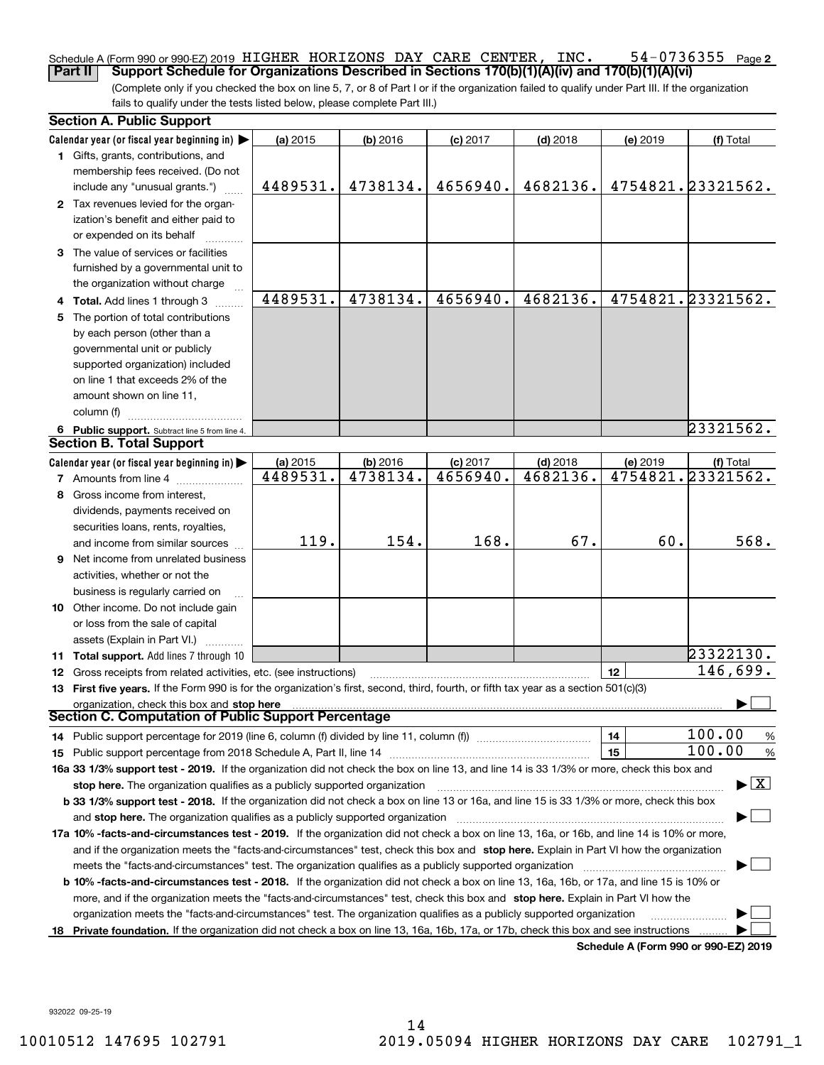Schedule A (Form 990 or 990-EZ) 2019 HIGHER HORIZONS DAY CARE CENTER, INC. 54-0736355 Page 2

**Part II Support Schedule for Organizations Described in Sections 170(b)(1)(A)(iv) and 170(b)(1)(A)(vi)**

(Complete only if you checked the box on line 5, 7, or 8 of Part I or if the organization failed to qualify under Part III. If the organization fails to qualify under the tests listed below, please complete Part III.)

## Section A. Public Support

| Calendar year (or fiscal year beginning in) ▶ | (a) 2015 | (b) 2016 | (c) 2017 | (d) 2018 | (e) 2019 | (f) Total |
|---|---|---|---|---|---|---|
| **1** Gifts, grants, contributions, and membership fees received. (Do not include any "unusual grants.") | 4489531. | 4738134. | 4656940. | 4682136. | 4754821. | 23321562. |
| **2** Tax revenues levied for the organization's benefit and either paid to or expended on its behalf | | | | | | |
| **3** The value of services or facilities furnished by a governmental unit to the organization without charge | | | | | | |
| **4 Total.** Add lines 1 through 3 | 4489531. | 4738134. | 4656940. | 4682136. | 4754821. | 23321562. |
| **5** The portion of total contributions by each person (other than a governmental unit or publicly supported organization) included on line 1 that exceeds 2% of the amount shown on line 11, column (f) | | | | | | |
| **6 Public support.** Subtract line 5 from line 4. | | | | | | 23321562. |

## Section B. Total Support

| Calendar year (or fiscal year beginning in) ▶ | (a) 2015 | (b) 2016 | (c) 2017 | (d) 2018 | (e) 2019 | (f) Total |
|---|---|---|---|---|---|---|
| **7** Amounts from line 4 | 4489531. | 4738134. | 4656940. | 4682136. | 4754821. | 23321562. |
| **8** Gross income from interest, dividends, payments received on securities loans, rents, royalties, and income from similar sources | 119. | 154. | 168. | 67. | 60. | 568. |
| **9** Net income from unrelated business activities, whether or not the business is regularly carried on | | | | | | |
| **10** Other income. Do not include gain or loss from the sale of capital assets (Explain in Part VI.) | | | | | | |
| **11 Total support.** Add lines 7 through 10 | | | | | | 23322130. |

**12** Gross receipts from related activities, etc. (see instructions) | **12** | 146,699.

**13 First five years.** If the Form 990 is for the organization's first, second, third, fourth, or fifth tax year as a section 501(c)(3) organization, check this box and **stop here** ▶ ☐

## Section C. Computation of Public Support Percentage

**14** Public support percentage for 2019 (line 6, column (f) divided by line 11, column (f)) | **14** | 100.00 %

**15** Public support percentage from 2018 Schedule A, Part II, line 14 | **15** | 100.00 %

**16a 33 1/3% support test - 2019.** If the organization did not check the box on line 13, and line 14 is 33 1/3% or more, check this box and **stop here.** The organization qualifies as a publicly supported organization ▶ ☒

**b 33 1/3% support test - 2018.** If the organization did not check a box on line 13 or 16a, and line 15 is 33 1/3% or more, check this box and **stop here.** The organization qualifies as a publicly supported organization ▶ ☐

**17a 10% -facts-and-circumstances test - 2019.** If the organization did not check a box on line 13, 16a, or 16b, and line 14 is 10% or more, and if the organization meets the "facts-and-circumstances" test, check this box and **stop here.** Explain in Part VI how the organization meets the "facts-and-circumstances" test. The organization qualifies as a publicly supported organization ▶ ☐

**b 10% -facts-and-circumstances test - 2018.** If the organization did not check a box on line 13, 16a, 16b, or 17a, and line 15 is 10% or more, and if the organization meets the "facts-and-circumstances" test, check this box and **stop here.** Explain in Part VI how the organization meets the "facts-and-circumstances" test. The organization qualifies as a publicly supported organization ▶ ☐

**18 Private foundation.** If the organization did not check a box on line 13, 16a, 16b, 17a, or 17b, check this box and see instructions ▶ ☐

**Schedule A (Form 990 or 990-EZ) 2019**

932022 09-25-19

10010512 147695 102791 2019.05094 HIGHER HORIZONS DAY CARE 102791_1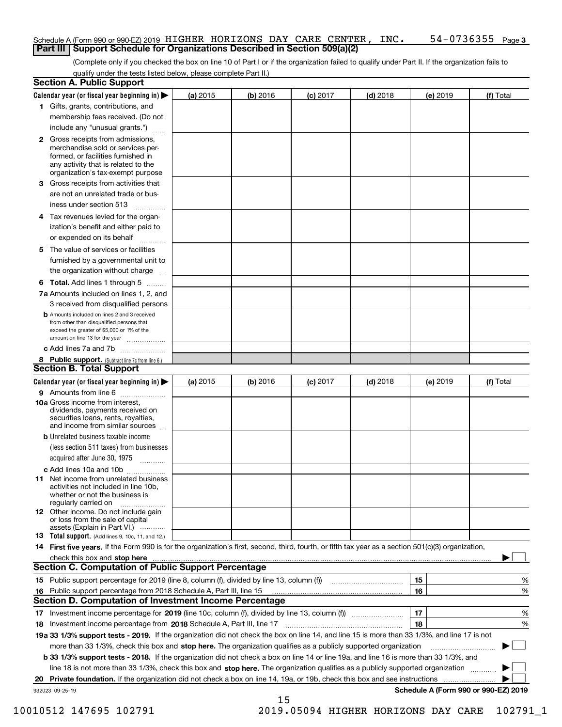Schedule A (Form 990 or 990-EZ) 2019 HIGHER HORIZONS DAY CARE CENTER, INC. 54-0736355 Page 3

## Part III Support Schedule for Organizations Described in Section 509(a)(2)

(Complete only if you checked the box on line 10 of Part I or if the organization failed to qualify under Part II. If the organization fails to qualify under the tests listed below, please complete Part II.)

### Section A. Public Support

| Calendar year (or fiscal year beginning in) | (a) 2015 | (b) 2016 | (c) 2017 | (d) 2018 | (e) 2019 | (f) Total |
|---|---|---|---|---|---|---|
| **1** Gifts, grants, contributions, and membership fees received. (Do not include any "unusual grants.") | | | | | | |
| **2** Gross receipts from admissions, merchandise sold or services performed, or facilities furnished in any activity that is related to the organization's tax-exempt purpose | | | | | | |
| **3** Gross receipts from activities that are not an unrelated trade or business under section 513 | | | | | | |
| **4** Tax revenues levied for the organization's benefit and either paid to or expended on its behalf | | | | | | |
| **5** The value of services or facilities furnished by a governmental unit to the organization without charge | | | | | | |
| **6 Total.** Add lines 1 through 5 | | | | | | |
| **7a** Amounts included on lines 1, 2, and 3 received from disqualified persons | | | | | | |
| **b** Amounts included on lines 2 and 3 received from other than disqualified persons that exceed the greater of $5,000 or 1% of the amount on line 13 for the year | | | | | | |
| **c** Add lines 7a and 7b | | | | | | |
| **8 Public support.** (Subtract line 7c from line 6.) | | | | | | |

### Section B. Total Support

| Calendar year (or fiscal year beginning in) | (a) 2015 | (b) 2016 | (c) 2017 | (d) 2018 | (e) 2019 | (f) Total |
|---|---|---|---|---|---|---|
| **9** Amounts from line 6 | | | | | | |
| **10a** Gross income from interest, dividends, payments received on securities loans, rents, royalties, and income from similar sources | | | | | | |
| **b** Unrelated business taxable income (less section 511 taxes) from businesses acquired after June 30, 1975 | | | | | | |
| **c** Add lines 10a and 10b | | | | | | |
| **11** Net income from unrelated business activities not included in line 10b, whether or not the business is regularly carried on | | | | | | |
| **12** Other income. Do not include gain or loss from the sale of capital assets (Explain in Part VI.) | | | | | | |
| **13 Total support.** (Add lines 9, 10c, 11, and 12.) | | | | | | |

**14 First five years.** If the Form 990 is for the organization's first, second, third, fourth, or fifth tax year as a section 501(c)(3) organization, check this box and **stop here** ☐

### Section C. Computation of Public Support Percentage

| | | |
|---|---|---|
| **15** Public support percentage for 2019 (line 8, column (f), divided by line 13, column (f)) | 15 | % |
| **16** Public support percentage from 2018 Schedule A, Part III, line 15 | 16 | % |

### Section D. Computation of Investment Income Percentage

| | | |
|---|---|---|
| **17** Investment income percentage for **2019** (line 10c, column (f), divided by line 13, column (f)) | 17 | % |
| **18** Investment income percentage from **2018** Schedule A, Part III, line 17 | 18 | % |

**19a 33 1/3% support tests - 2019.** If the organization did not check the box on line 14, and line 15 is more than 33 1/3%, and line 17 is not more than 33 1/3%, check this box and **stop here.** The organization qualifies as a publicly supported organization ☐

**b 33 1/3% support tests - 2018.** If the organization did not check a box on line 14 or line 19a, and line 16 is more than 33 1/3%, and line 18 is not more than 33 1/3%, check this box and **stop here.** The organization qualifies as a publicly supported organization ☐

**20 Private foundation.** If the organization did not check a box on line 14, 19a, or 19b, check this box and see instructions ☐

932023 09-25-19

**Schedule A (Form 990 or 990-EZ) 2019**

10010512 147695 102791 2019.05094 HIGHER HORIZONS DAY CARE 102791_1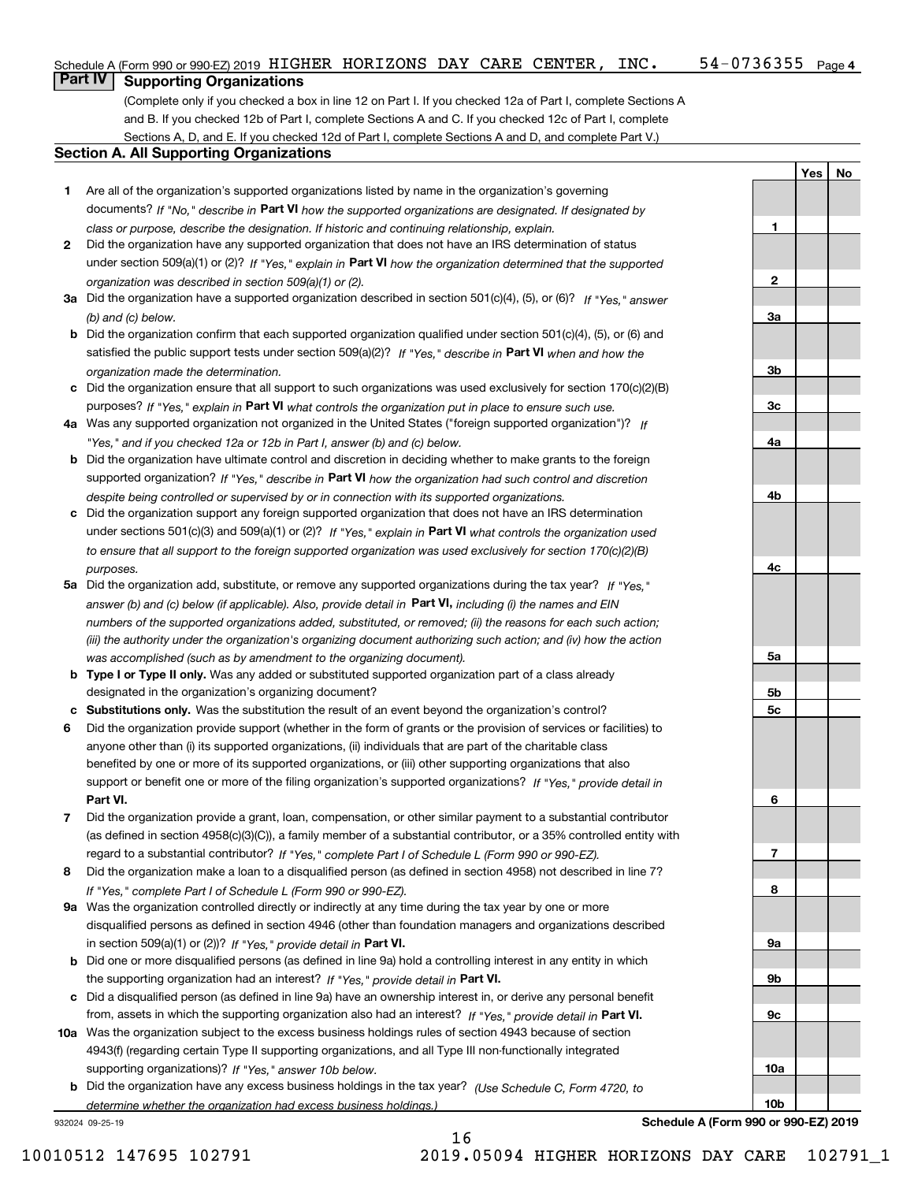Schedule A (Form 990 or 990-EZ) 2019 HIGHER HORIZONS DAY CARE CENTER, INC. 54-0736355 Page 4

## Part IV Supporting Organizations

(Complete only if you checked a box in line 12 on Part I. If you checked 12a of Part I, complete Sections A and B. If you checked 12b of Part I, complete Sections A and C. If you checked 12c of Part I, complete Sections A, D, and E. If you checked 12d of Part I, complete Sections A and D, and complete Part V.)

### Section A. All Supporting Organizations

| | | Line | Yes | No |
|---|---|---|---|---|
| 1 | Are all of the organization's supported organizations listed by name in the organization's governing documents? *If "No," describe in* **Part VI** *how the supported organizations are designated. If designated by class or purpose, describe the designation. If historic and continuing relationship, explain.* | 1 | | |
| 2 | Did the organization have any supported organization that does not have an IRS determination of status under section 509(a)(1) or (2)? *If "Yes," explain in* **Part VI** *how the organization determined that the supported organization was described in section 509(a)(1) or (2).* | 2 | | |
| 3a | Did the organization have a supported organization described in section 501(c)(4), (5), or (6)? *If "Yes," answer (b) and (c) below.* | 3a | | |
| b | Did the organization confirm that each supported organization qualified under section 501(c)(4), (5), or (6) and satisfied the public support tests under section 509(a)(2)? *If "Yes," describe in* **Part VI** *when and how the organization made the determination.* | 3b | | |
| c | Did the organization ensure that all support to such organizations was used exclusively for section 170(c)(2)(B) purposes? *If "Yes," explain in* **Part VI** *what controls the organization put in place to ensure such use.* | 3c | | |
| 4a | Was any supported organization not organized in the United States ("foreign supported organization")? *If "Yes," and if you checked 12a or 12b in Part I, answer (b) and (c) below.* | 4a | | |
| b | Did the organization have ultimate control and discretion in deciding whether to make grants to the foreign supported organization? *If "Yes," describe in* **Part VI** *how the organization had such control and discretion despite being controlled or supervised by or in connection with its supported organizations.* | 4b | | |
| c | Did the organization support any foreign supported organization that does not have an IRS determination under sections 501(c)(3) and 509(a)(1) or (2)? *If "Yes," explain in* **Part VI** *what controls the organization used to ensure that all support to the foreign supported organization was used exclusively for section 170(c)(2)(B) purposes.* | 4c | | |
| 5a | Did the organization add, substitute, or remove any supported organizations during the tax year? *If "Yes," answer (b) and (c) below (if applicable). Also, provide detail in* **Part VI,** *including (i) the names and EIN numbers of the supported organizations added, substituted, or removed; (ii) the reasons for each such action; (iii) the authority under the organization's organizing document authorizing such action; and (iv) how the action was accomplished (such as by amendment to the organizing document).* | 5a | | |
| b | **Type I or Type II only.** Was any added or substituted supported organization part of a class already designated in the organization's organizing document? | 5b | | |
| c | **Substitutions only.** Was the substitution the result of an event beyond the organization's control? | 5c | | |
| 6 | Did the organization provide support (whether in the form of grants or the provision of services or facilities) to anyone other than (i) its supported organizations, (ii) individuals that are part of the charitable class benefited by one or more of its supported organizations, or (iii) other supporting organizations that also support or benefit one or more of the filing organization's supported organizations? *If "Yes," provide detail in* **Part VI.** | 6 | | |
| 7 | Did the organization provide a grant, loan, compensation, or other similar payment to a substantial contributor (as defined in section 4958(c)(3)(C)), a family member of a substantial contributor, or a 35% controlled entity with regard to a substantial contributor? *If "Yes," complete Part I of Schedule L (Form 990 or 990-EZ).* | 7 | | |
| 8 | Did the organization make a loan to a disqualified person (as defined in section 4958) not described in line 7? *If "Yes," complete Part I of Schedule L (Form 990 or 990-EZ).* | 8 | | |
| 9a | Was the organization controlled directly or indirectly at any time during the tax year by one or more disqualified persons as defined in section 4946 (other than foundation managers and organizations described in section 509(a)(1) or (2))? *If "Yes," provide detail in* **Part VI.** | 9a | | |
| b | Did one or more disqualified persons (as defined in line 9a) hold a controlling interest in any entity in which the supporting organization had an interest? *If "Yes," provide detail in* **Part VI.** | 9b | | |
| c | Did a disqualified person (as defined in line 9a) have an ownership interest in, or derive any personal benefit from, assets in which the supporting organization also had an interest? *If "Yes," provide detail in* **Part VI.** | 9c | | |
| 10a | Was the organization subject to the excess business holdings rules of section 4943 because of section 4943(f) (regarding certain Type II supporting organizations, and all Type III non-functionally integrated supporting organizations)? *If "Yes," answer 10b below.* | 10a | | |
| b | Did the organization have any excess business holdings in the tax year? *(Use Schedule C, Form 4720, to determine whether the organization had excess business holdings.)* | 10b | | |

932024 09-25-19

**Schedule A (Form 990 or 990-EZ) 2019**

10010512 147695 102791 2019.05094 HIGHER HORIZONS DAY CARE 102791_1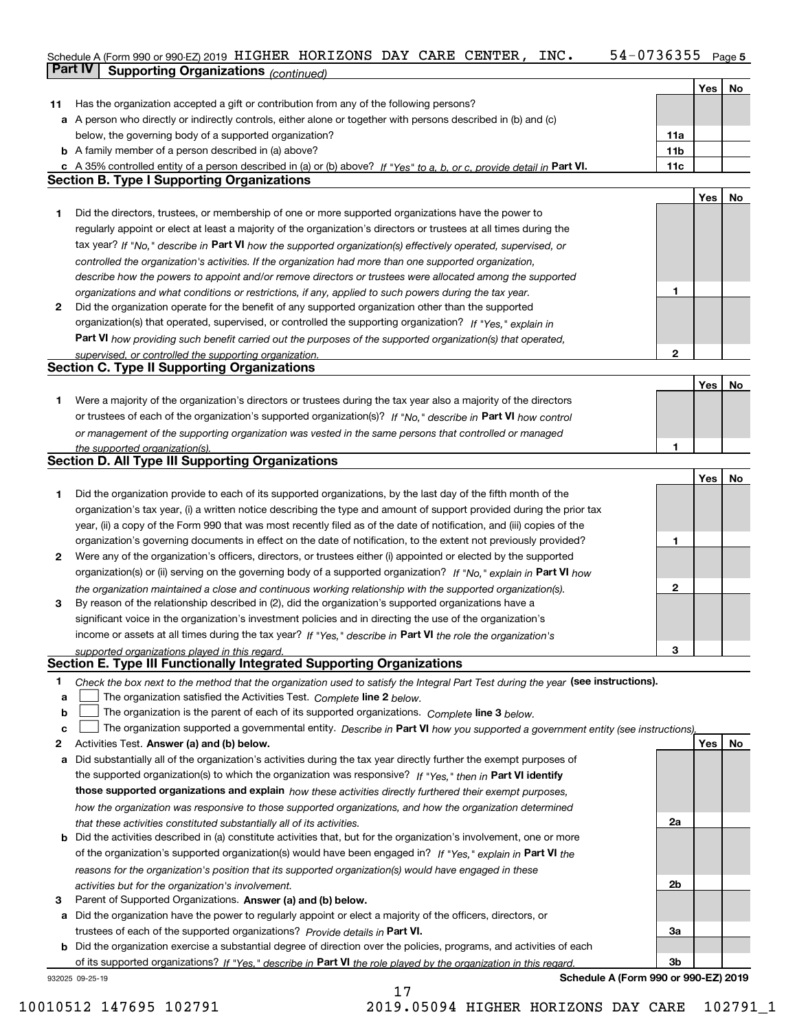Schedule A (Form 990 or 990-EZ) 2019 HIGHER HORIZONS DAY CARE CENTER, INC. 54-0736355 Page 5

## Part IV Supporting Organizations *(continued)*

| | | | Yes | No |
|---|---|---|---|---|
| **11** | Has the organization accepted a gift or contribution from any of the following persons? | | | |
| **a** | A person who directly or indirectly controls, either alone or together with persons described in (b) and (c) below, the governing body of a supported organization? | 11a | | |
| **b** | A family member of a person described in (a) above? | 11b | | |
| **c** | A 35% controlled entity of a person described in (a) or (b) above? *If "Yes" to a, b, or c, provide detail in* **Part VI.** | 11c | | |

### Section B. Type I Supporting Organizations

| | | | Yes | No |
|---|---|---|---|---|
| **1** | Did the directors, trustees, or membership of one or more supported organizations have the power to regularly appoint or elect at least a majority of the organization's directors or trustees at all times during the tax year? *If "No," describe in* **Part VI** *how the supported organization(s) effectively operated, supervised, or controlled the organization's activities. If the organization had more than one supported organization, describe how the powers to appoint and/or remove directors or trustees were allocated among the supported organizations and what conditions or restrictions, if any, applied to such powers during the tax year.* | 1 | | |
| **2** | Did the organization operate for the benefit of any supported organization other than the supported organization(s) that operated, supervised, or controlled the supporting organization? *If "Yes," explain in* **Part VI** *how providing such benefit carried out the purposes of the supported organization(s) that operated, supervised, or controlled the supporting organization.* | 2 | | |

### Section C. Type II Supporting Organizations

| | | | Yes | No |
|---|---|---|---|---|
| **1** | Were a majority of the organization's directors or trustees during the tax year also a majority of the directors or trustees of each of the organization's supported organization(s)? *If "No," describe in* **Part VI** *how control or management of the supporting organization was vested in the same persons that controlled or managed the supported organization(s).* | 1 | | |

### Section D. All Type III Supporting Organizations

| | | | Yes | No |
|---|---|---|---|---|
| **1** | Did the organization provide to each of its supported organizations, by the last day of the fifth month of the organization's tax year, (i) a written notice describing the type and amount of support provided during the prior tax year, (ii) a copy of the Form 990 that was most recently filed as of the date of notification, and (iii) copies of the organization's governing documents in effect on the date of notification, to the extent not previously provided? | 1 | | |
| **2** | Were any of the organization's officers, directors, or trustees either (i) appointed or elected by the supported organization(s) or (ii) serving on the governing body of a supported organization? *If "No," explain in* **Part VI** *how the organization maintained a close and continuous working relationship with the supported organization(s).* | 2 | | |
| **3** | By reason of the relationship described in (2), did the organization's supported organizations have a significant voice in the organization's investment policies and in directing the use of the organization's income or assets at all times during the tax year? *If "Yes," describe in* **Part VI** *the role the organization's supported organizations played in this regard.* | 3 | | |

### Section E. Type III Functionally Integrated Supporting Organizations

**1** *Check the box next to the method that the organization used to satisfy the Integral Part Test during the year* **(see instructions).**

- **a** ☐ The organization satisfied the Activities Test. *Complete* **line 2** *below.*
- **b** ☐ The organization is the parent of each of its supported organizations. *Complete* **line 3** *below.*
- **c** ☐ The organization supported a governmental entity. *Describe in* **Part VI** *how you supported a government entity (see instructions).*

| | | | Yes | No |
|---|---|---|---|---|
| **2** | Activities Test. **Answer (a) and (b) below.** | | | |
| **a** | Did substantially all of the organization's activities during the tax year directly further the exempt purposes of the supported organization(s) to which the organization was responsive? *If "Yes," then in* **Part VI identify those supported organizations and explain** *how these activities directly furthered their exempt purposes, how the organization was responsive to those supported organizations, and how the organization determined that these activities constituted substantially all of its activities.* | 2a | | |
| **b** | Did the activities described in (a) constitute activities that, but for the organization's involvement, one or more of the organization's supported organization(s) would have been engaged in? *If "Yes," explain in* **Part VI** *the reasons for the organization's position that its supported organization(s) would have engaged in these activities but for the organization's involvement.* | 2b | | |
| **3** | Parent of Supported Organizations. **Answer (a) and (b) below.** | | | |
| **a** | Did the organization have the power to regularly appoint or elect a majority of the officers, directors, or trustees of each of the supported organizations? *Provide details in* **Part VI.** | 3a | | |
| **b** | Did the organization exercise a substantial degree of direction over the policies, programs, and activities of each of its supported organizations? *If "Yes," describe in* **Part VI** *the role played by the organization in this regard.* | 3b | | |

932025 09-25-19 **Schedule A (Form 990 or 990-EZ) 2019**

10010512 147695 102791 2019.05094 HIGHER HORIZONS DAY CARE 102791_1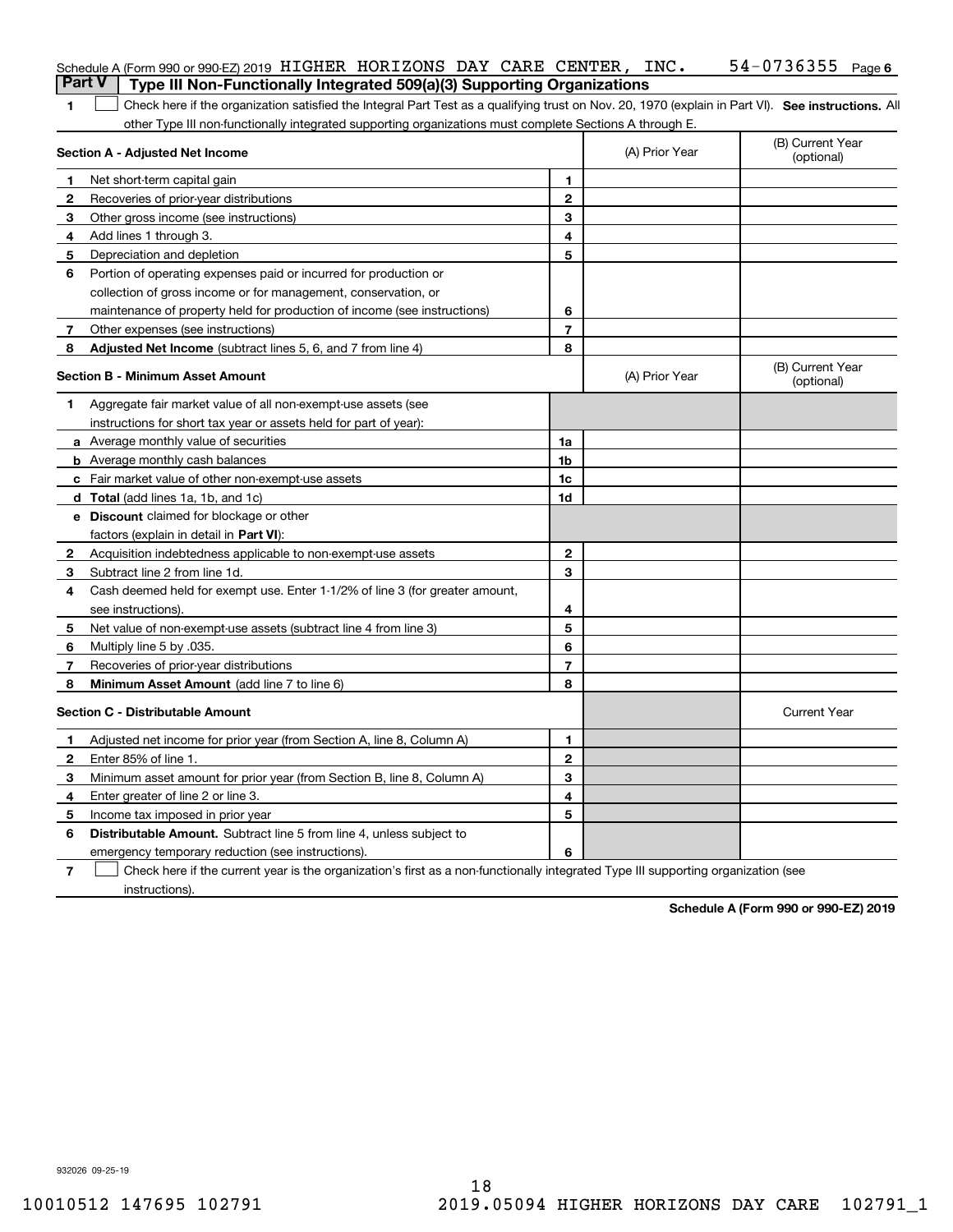Schedule A (Form 990 or 990-EZ) 2019 HIGHER HORIZONS DAY CARE CENTER, INC. 54-0736355 Page 6

## Part V | Type III Non-Functionally Integrated 509(a)(3) Supporting Organizations

1 ☐ Check here if the organization satisfied the Integral Part Test as a qualifying trust on Nov. 20, 1970 (explain in Part VI). **See instructions.** All other Type III non-functionally integrated supporting organizations must complete Sections A through E.

| **Section A - Adjusted Net Income** | | | (A) Prior Year | (B) Current Year (optional) |
|---|---|---|---|---|
| 1 | Net short-term capital gain | 1 | | |
| 2 | Recoveries of prior-year distributions | 2 | | |
| 3 | Other gross income (see instructions) | 3 | | |
| 4 | Add lines 1 through 3. | 4 | | |
| 5 | Depreciation and depletion | 5 | | |
| 6 | Portion of operating expenses paid or incurred for production or collection of gross income or for management, conservation, or maintenance of property held for production of income (see instructions) | 6 | | |
| 7 | Other expenses (see instructions) | 7 | | |
| 8 | **Adjusted Net Income** (subtract lines 5, 6, and 7 from line 4) | 8 | | |

| **Section B - Minimum Asset Amount** | | | (A) Prior Year | (B) Current Year (optional) |
|---|---|---|---|---|
| 1 | Aggregate fair market value of all non-exempt-use assets (see instructions for short tax year or assets held for part of year): | | | |
| a | Average monthly value of securities | 1a | | |
| b | Average monthly cash balances | 1b | | |
| c | Fair market value of other non-exempt-use assets | 1c | | |
| d | **Total** (add lines 1a, 1b, and 1c) | 1d | | |
| e | **Discount** claimed for blockage or other factors (explain in detail in **Part VI**): | | | |
| 2 | Acquisition indebtedness applicable to non-exempt-use assets | 2 | | |
| 3 | Subtract line 2 from line 1d. | 3 | | |
| 4 | Cash deemed held for exempt use. Enter 1-1/2% of line 3 (for greater amount, see instructions). | 4 | | |
| 5 | Net value of non-exempt-use assets (subtract line 4 from line 3) | 5 | | |
| 6 | Multiply line 5 by .035. | 6 | | |
| 7 | Recoveries of prior-year distributions | 7 | | |
| 8 | **Minimum Asset Amount** (add line 7 to line 6) | 8 | | |

| **Section C - Distributable Amount** | | | | Current Year |
|---|---|---|---|---|
| 1 | Adjusted net income for prior year (from Section A, line 8, Column A) | 1 | | |
| 2 | Enter 85% of line 1. | 2 | | |
| 3 | Minimum asset amount for prior year (from Section B, line 8, Column A) | 3 | | |
| 4 | Enter greater of line 2 or line 3. | 4 | | |
| 5 | Income tax imposed in prior year | 5 | | |
| 6 | **Distributable Amount.** Subtract line 5 from line 4, unless subject to emergency temporary reduction (see instructions). | 6 | | |

7 ☐ Check here if the current year is the organization's first as a non-functionally integrated Type III supporting organization (see instructions).

**Schedule A (Form 990 or 990-EZ) 2019**

932026 09-25-19

10010512 147695 102791 2019.05094 HIGHER HORIZONS DAY CARE 102791_1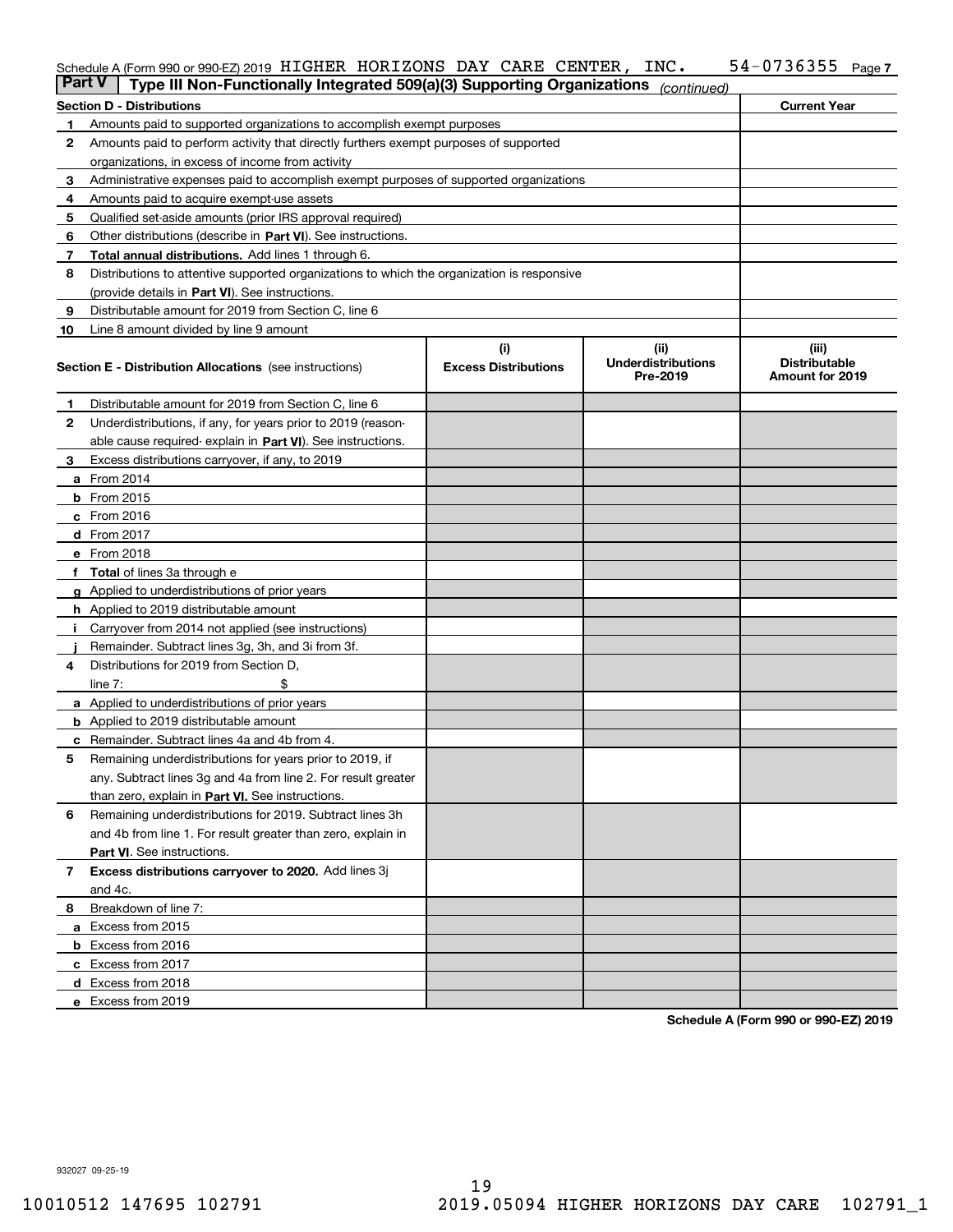Schedule A (Form 990 or 990-EZ) 2019 HIGHER HORIZONS DAY CARE CENTER, INC. 54-0736355 Page 7

## Part V Type III Non-Functionally Integrated 509(a)(3) Supporting Organizations *(continued)*

| Section D - Distributions | | Current Year |
|---|---|---|
| 1 | Amounts paid to supported organizations to accomplish exempt purposes | |
| 2 | Amounts paid to perform activity that directly furthers exempt purposes of supported organizations, in excess of income from activity | |
| 3 | Administrative expenses paid to accomplish exempt purposes of supported organizations | |
| 4 | Amounts paid to acquire exempt-use assets | |
| 5 | Qualified set-aside amounts (prior IRS approval required) | |
| 6 | Other distributions (describe in **Part VI**). See instructions. | |
| 7 | **Total annual distributions.** Add lines 1 through 6. | |
| 8 | Distributions to attentive supported organizations to which the organization is responsive (provide details in **Part VI**). See instructions. | |
| 9 | Distributable amount for 2019 from Section C, line 6 | |
| 10 | Line 8 amount divided by line 9 amount | |

| **Section E - Distribution Allocations** (see instructions) | (i) Excess Distributions | (ii) Underdistributions Pre-2019 | (iii) Distributable Amount for 2019 |
|---|---|---|---|
| 1 Distributable amount for 2019 from Section C, line 6 | | | |
| 2 Underdistributions, if any, for years prior to 2019 (reasonable cause required- explain in **Part VI**). See instructions. | | | |
| 3 Excess distributions carryover, if any, to 2019 | | | |
| a From 2014 | | | |
| b From 2015 | | | |
| c From 2016 | | | |
| d From 2017 | | | |
| e From 2018 | | | |
| f **Total** of lines 3a through e | | | |
| g Applied to underdistributions of prior years | | | |
| h Applied to 2019 distributable amount | | | |
| i Carryover from 2014 not applied (see instructions) | | | |
| j Remainder. Subtract lines 3g, 3h, and 3i from 3f. | | | |
| 4 Distributions for 2019 from Section D, line 7: $ | | | |
| a Applied to underdistributions of prior years | | | |
| b Applied to 2019 distributable amount | | | |
| c Remainder. Subtract lines 4a and 4b from 4. | | | |
| 5 Remaining underdistributions for years prior to 2019, if any. Subtract lines 3g and 4a from line 2. For result greater than zero, explain in **Part VI.** See instructions. | | | |
| 6 Remaining underdistributions for 2019. Subtract lines 3h and 4b from line 1. For result greater than zero, explain in **Part VI**. See instructions. | | | |
| 7 **Excess distributions carryover to 2020.** Add lines 3j and 4c. | | | |
| 8 Breakdown of line 7: | | | |
| a Excess from 2015 | | | |
| b Excess from 2016 | | | |
| c Excess from 2017 | | | |
| d Excess from 2018 | | | |
| e Excess from 2019 | | | |

**Schedule A (Form 990 or 990-EZ) 2019**

932027 09-25-19

10010512 147695 102791 2019.05094 HIGHER HORIZONS DAY CARE 102791_1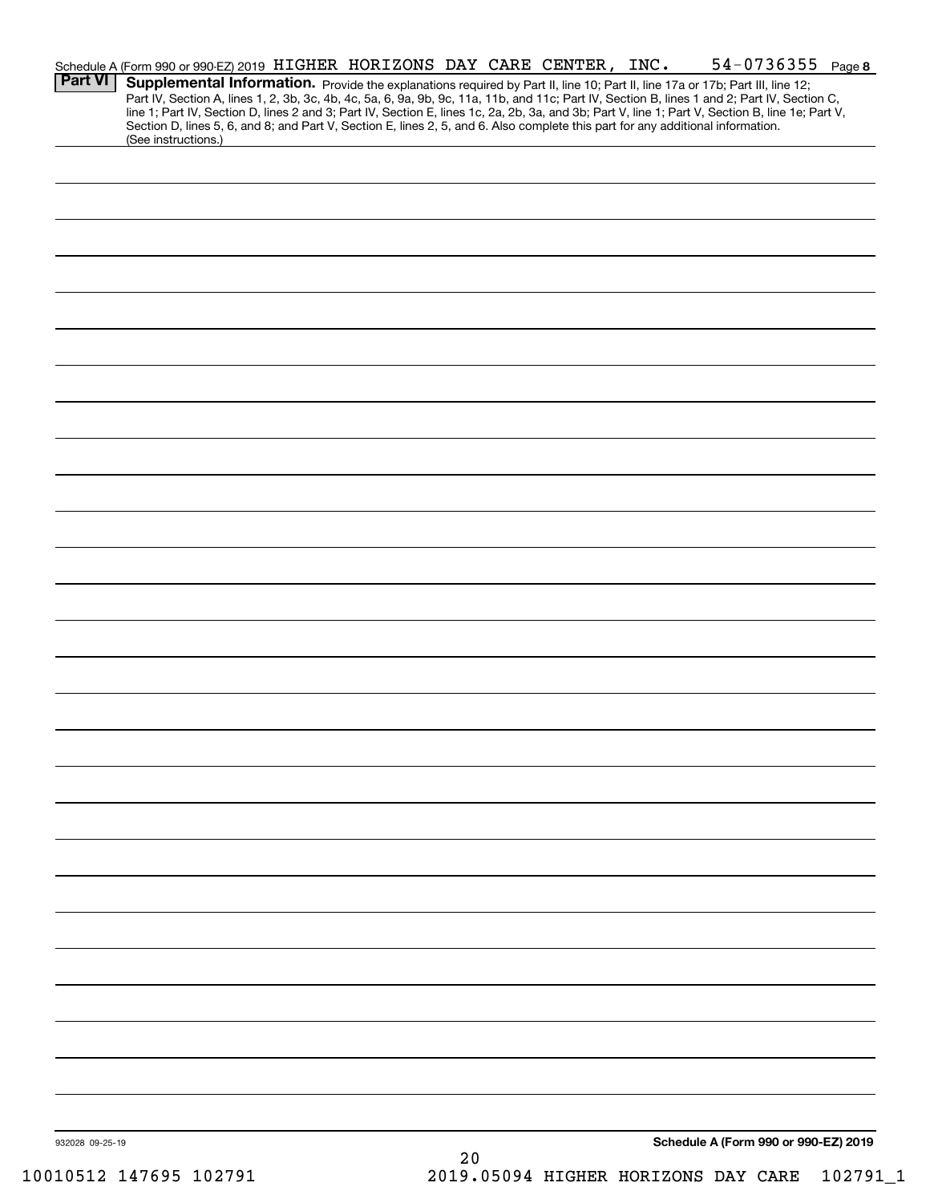Schedule A (Form 990 or 990-EZ) 2019 HIGHER HORIZONS DAY CARE CENTER, INC. 54-0736355 Page **8**

**Part VI** **Supplemental Information.** Provide the explanations required by Part II, line 10; Part II, line 17a or 17b; Part III, line 12; Part IV, Section A, lines 1, 2, 3b, 3c, 4b, 4c, 5a, 6, 9a, 9b, 9c, 11a, 11b, and 11c; Part IV, Section B, lines 1 and 2; Part IV, Section C, line 1; Part IV, Section D, lines 2 and 3; Part IV, Section E, lines 1c, 2a, 2b, 3a, and 3b; Part V, line 1; Part V, Section B, line 1e; Part V, Section D, lines 5, 6, and 8; and Part V, Section E, lines 2, 5, and 6. Also complete this part for any additional information. (See instructions.)

932028 09-25-19

**Schedule A (Form 990 or 990-EZ) 2019**

10010512 147695 102791 2019.05094 HIGHER HORIZONS DAY CARE 102791_1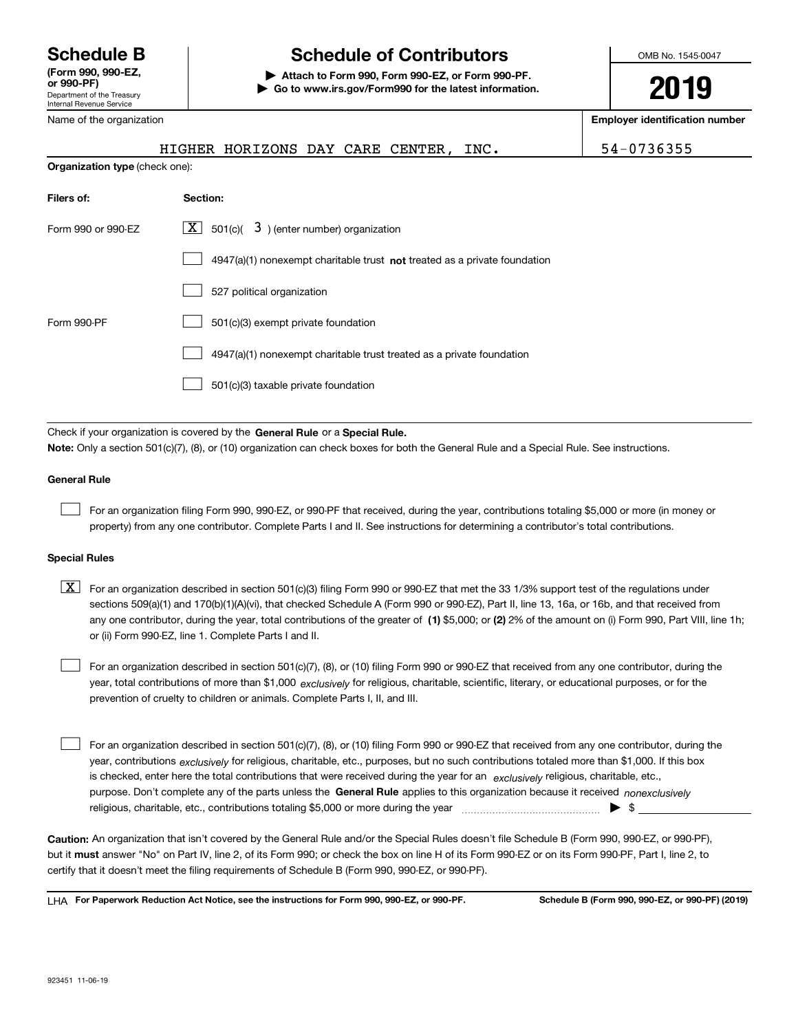**Schedule B**
**(Form 990, 990-EZ, or 990-PF)**
Department of the Treasury
Internal Revenue Service

# Schedule of Contributors

**▶ Attach to Form 990, Form 990-EZ, or Form 990-PF.**
**▶ Go to www.irs.gov/Form990 for the latest information.**

OMB No. 1545-0047

**2019**

Name of the organization: HIGHER HORIZONS DAY CARE CENTER, INC.

**Employer identification number:** 54-0736355

**Organization type** (check one):

| **Filers of:** | **Section:** |
|---|---|
| Form 990 or 990-EZ | [X] 501(c)( 3 ) (enter number) organization |
| | [ ] 4947(a)(1) nonexempt charitable trust **not** treated as a private foundation |
| | [ ] 527 political organization |
| Form 990-PF | [ ] 501(c)(3) exempt private foundation |
| | [ ] 4947(a)(1) nonexempt charitable trust treated as a private foundation |
| | [ ] 501(c)(3) taxable private foundation |

Check if your organization is covered by the **General Rule** or a **Special Rule.**

**Note:** Only a section 501(c)(7), (8), or (10) organization can check boxes for both the General Rule and a Special Rule. See instructions.

### General Rule

[ ] For an organization filing Form 990, 990-EZ, or 990-PF that received, during the year, contributions totaling $5,000 or more (in money or property) from any one contributor. Complete Parts I and II. See instructions for determining a contributor's total contributions.

### Special Rules

[X] For an organization described in section 501(c)(3) filing Form 990 or 990-EZ that met the 33 1/3% support test of the regulations under sections 509(a)(1) and 170(b)(1)(A)(vi), that checked Schedule A (Form 990 or 990-EZ), Part II, line 13, 16a, or 16b, and that received from any one contributor, during the year, total contributions of the greater of **(1)** $5,000; or **(2)** 2% of the amount on (i) Form 990, Part VIII, line 1h; or (ii) Form 990-EZ, line 1. Complete Parts I and II.

[ ] For an organization described in section 501(c)(7), (8), or (10) filing Form 990 or 990-EZ that received from any one contributor, during the year, total contributions of more than $1,000 *exclusively* for religious, charitable, scientific, literary, or educational purposes, or for the prevention of cruelty to children or animals. Complete Parts I, II, and III.

[ ] For an organization described in section 501(c)(7), (8), or (10) filing Form 990 or 990-EZ that received from any one contributor, during the year, contributions *exclusively* for religious, charitable, etc., purposes, but no such contributions totaled more than $1,000. If this box is checked, enter here the total contributions that were received during the year for an *exclusively* religious, charitable, etc., purpose. Don't complete any of the parts unless the **General Rule** applies to this organization because it received *nonexclusively* religious, charitable, etc., contributions totaling $5,000 or more during the year ▶ $

**Caution:** An organization that isn't covered by the General Rule and/or the Special Rules doesn't file Schedule B (Form 990, 990-EZ, or 990-PF), but it **must** answer "No" on Part IV, line 2, of its Form 990; or check the box on line H of its Form 990-EZ or on its Form 990-PF, Part I, line 2, to certify that it doesn't meet the filing requirements of Schedule B (Form 990, 990-EZ, or 990-PF).

LHA **For Paperwork Reduction Act Notice, see the instructions for Form 990, 990-EZ, or 990-PF.** **Schedule B (Form 990, 990-EZ, or 990-PF) (2019)**

923451 11-06-19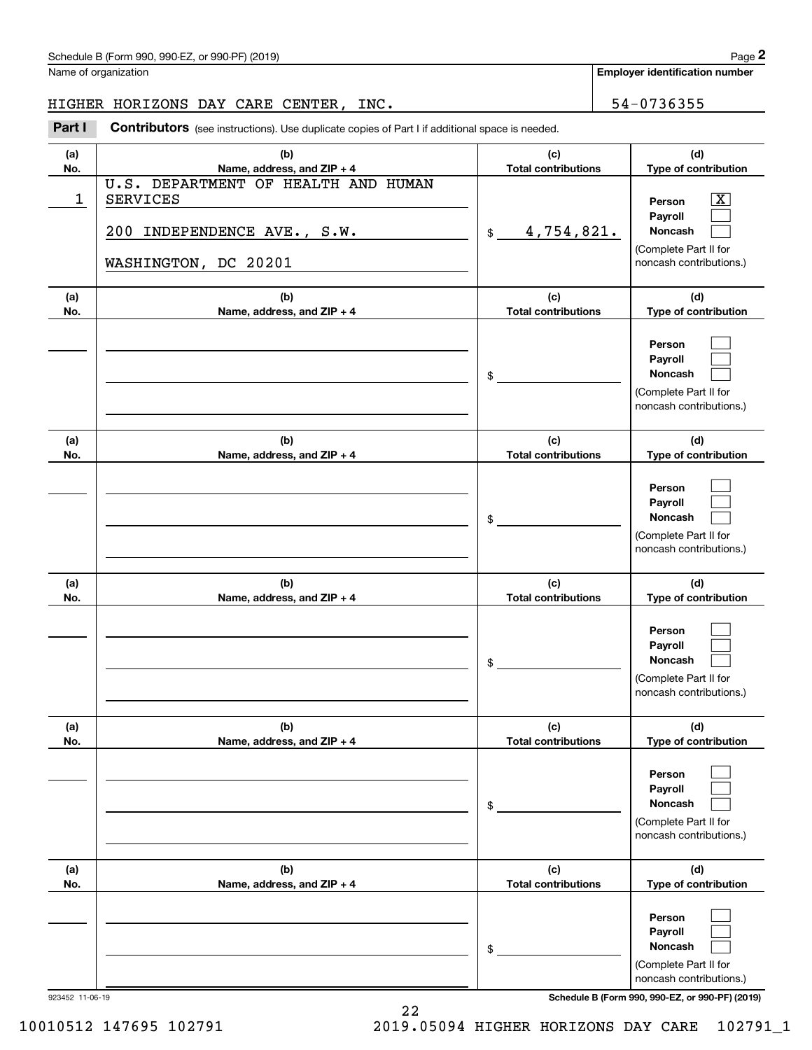Schedule B (Form 990, 990-EZ, or 990-PF) (2019)

Name of organization: HIGHER HORIZONS DAY CARE CENTER, INC.

Employer identification number: 54-0736355

**Part I** **Contributors** (see instructions). Use duplicate copies of Part I if additional space is needed.

| (a) No. | (b) Name, address, and ZIP + 4 | (c) Total contributions | (d) Type of contribution |
|---|---|---|---|
| 1 | U.S. DEPARTMENT OF HEALTH AND HUMAN SERVICES<br>200 INDEPENDENCE AVE., S.W.<br>WASHINGTON, DC 20201 | $ 4,754,821. | Person [X]<br>Payroll [ ]<br>Noncash [ ]<br>(Complete Part II for noncash contributions.) |
| | | $ | Person [ ]<br>Payroll [ ]<br>Noncash [ ]<br>(Complete Part II for noncash contributions.) |
| | | $ | Person [ ]<br>Payroll [ ]<br>Noncash [ ]<br>(Complete Part II for noncash contributions.) |
| | | $ | Person [ ]<br>Payroll [ ]<br>Noncash [ ]<br>(Complete Part II for noncash contributions.) |
| | | $ | Person [ ]<br>Payroll [ ]<br>Noncash [ ]<br>(Complete Part II for noncash contributions.) |
| | | $ | Person [ ]<br>Payroll [ ]<br>Noncash [ ]<br>(Complete Part II for noncash contributions.) |

923452 11-06-19

Schedule B (Form 990, 990-EZ, or 990-PF) (2019)

10010512 147695 102791 2019.05094 HIGHER HORIZONS DAY CARE 102791_1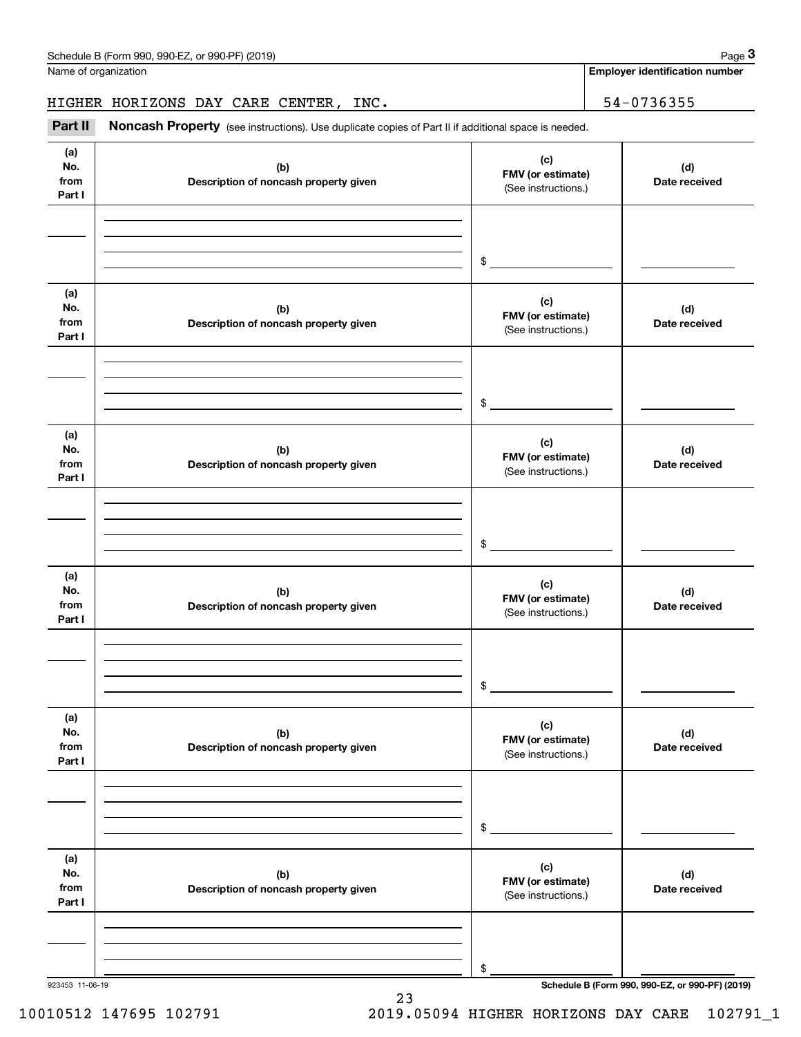Schedule B (Form 990, 990-EZ, or 990-PF) (2019)

Name of organization: HIGHER HORIZONS DAY CARE CENTER, INC.

Employer identification number: 54-0736355

## Part II Noncash Property

(see instructions). Use duplicate copies of Part II if additional space is needed.

| (a) No. from Part I | (b) Description of noncash property given | (c) FMV (or estimate) (See instructions.) | (d) Date received |
|---|---|---|---|
| | | $ | |

| (a) No. from Part I | (b) Description of noncash property given | (c) FMV (or estimate) (See instructions.) | (d) Date received |
|---|---|---|---|
| | | $ | |

| (a) No. from Part I | (b) Description of noncash property given | (c) FMV (or estimate) (See instructions.) | (d) Date received |
|---|---|---|---|
| | | $ | |

| (a) No. from Part I | (b) Description of noncash property given | (c) FMV (or estimate) (See instructions.) | (d) Date received |
|---|---|---|---|
| | | $ | |

| (a) No. from Part I | (b) Description of noncash property given | (c) FMV (or estimate) (See instructions.) | (d) Date received |
|---|---|---|---|
| | | $ | |

| (a) No. from Part I | (b) Description of noncash property given | (c) FMV (or estimate) (See instructions.) | (d) Date received |
|---|---|---|---|
| | | $ | |

923453 11-06-19

Schedule B (Form 990, 990-EZ, or 990-PF) (2019)

10010512 147695 102791 2019.05094 HIGHER HORIZONS DAY CARE 102791_1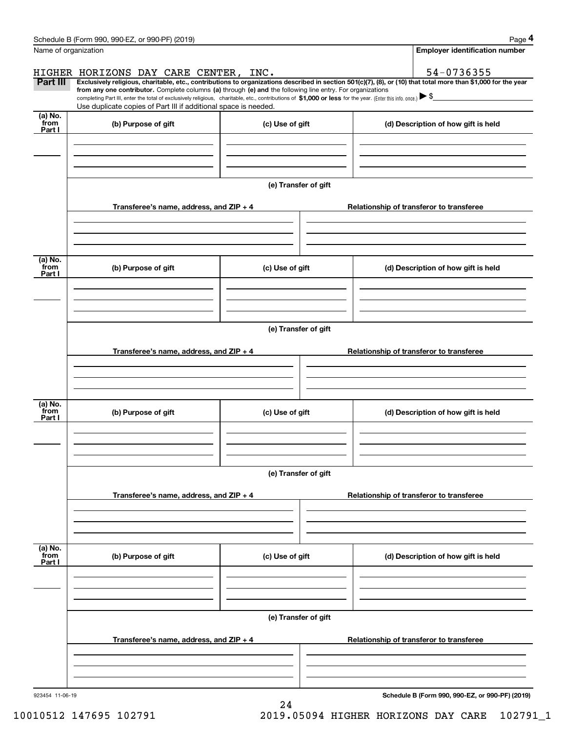Schedule B (Form 990, 990-EZ, or 990-PF) (2019)

Name of organization

HIGHER HORIZONS DAY CARE CENTER, INC.

**Employer identification number**

54-0736355

**Part III** **Exclusively religious, charitable, etc., contributions to organizations described in section 501(c)(7), (8), or (10) that total more than $1,000 for the year from any one contributor.** Complete columns **(a)** through **(e) and** the following line entry. For organizations completing Part III, enter the total of exclusively religious, charitable, etc., contributions of **$1,000 or less** for the year. (Enter this info. once.) ▶ $

Use duplicate copies of Part III if additional space is needed.

| (a) No. from Part I | (b) Purpose of gift | (c) Use of gift | (d) Description of how gift is held |
| --- | --- | --- | --- |
| | | | |

**(e) Transfer of gift**

| Transferee's name, address, and ZIP + 4 | Relationship of transferor to transferee |
| --- | --- |
| | |

| (a) No. from Part I | (b) Purpose of gift | (c) Use of gift | (d) Description of how gift is held |
| --- | --- | --- | --- |
| | | | |

**(e) Transfer of gift**

| Transferee's name, address, and ZIP + 4 | Relationship of transferor to transferee |
| --- | --- |
| | |

| (a) No. from Part I | (b) Purpose of gift | (c) Use of gift | (d) Description of how gift is held |
| --- | --- | --- | --- |
| | | | |

**(e) Transfer of gift**

| Transferee's name, address, and ZIP + 4 | Relationship of transferor to transferee |
| --- | --- |
| | |

| (a) No. from Part I | (b) Purpose of gift | (c) Use of gift | (d) Description of how gift is held |
| --- | --- | --- | --- |
| | | | |

**(e) Transfer of gift**

| Transferee's name, address, and ZIP + 4 | Relationship of transferor to transferee |
| --- | --- |
| | |

923454 11-06-19

**Schedule B (Form 990, 990-EZ, or 990-PF) (2019)**

10010512 147695 102791 2019.05094 HIGHER HORIZONS DAY CARE 102791_1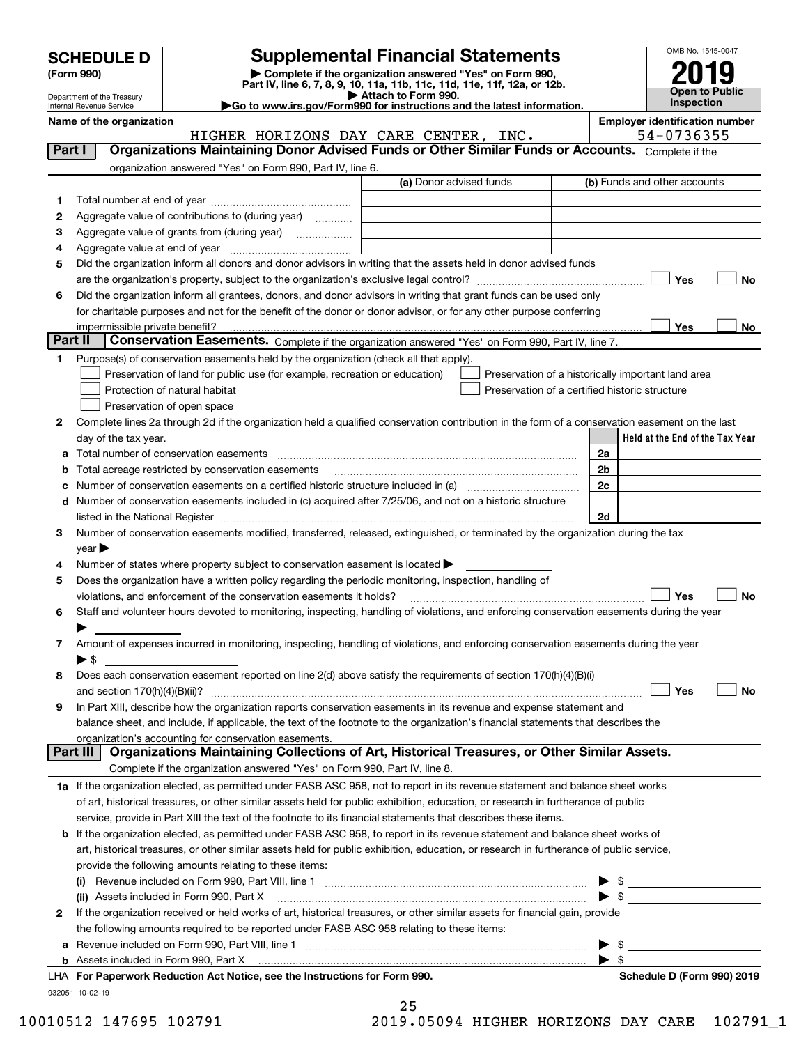**SCHEDULE D**
**(Form 990)**

Department of the Treasury
Internal Revenue Service

# Supplemental Financial Statements

▶ Complete if the organization answered "Yes" on Form 990, Part IV, line 6, 7, 8, 9, 10, 11a, 11b, 11c, 11d, 11e, 11f, 12a, or 12b.
▶ Attach to Form 990.
▶Go to www.irs.gov/Form990 for instructions and the latest information.

OMB No. 1545-0047
**2019**
**Open to Public Inspection**

**Name of the organization**
HIGHER HORIZONS DAY CARE CENTER, INC.

**Employer identification number**
54-0736355

**Part I — Organizations Maintaining Donor Advised Funds or Other Similar Funds or Accounts.** Complete if the organization answered "Yes" on Form 990, Part IV, line 6.

| | | (a) Donor advised funds | (b) Funds and other accounts |
|---|---|---|---|
| 1 | Total number at end of year | | |
| 2 | Aggregate value of contributions to (during year) | | |
| 3 | Aggregate value of grants from (during year) | | |
| 4 | Aggregate value at end of year | | |

5 Did the organization inform all donors and donor advisors in writing that the assets held in donor advised funds are the organization's property, subject to the organization's exclusive legal control? ☐ Yes ☐ No

6 Did the organization inform all grantees, donors, and donor advisors in writing that grant funds can be used only for charitable purposes and not for the benefit of the donor or donor advisor, or for any other purpose conferring impermissible private benefit? ☐ Yes ☐ No

**Part II — Conservation Easements.** Complete if the organization answered "Yes" on Form 990, Part IV, line 7.

1 Purpose(s) of conservation easements held by the organization (check all that apply).
- ☐ Preservation of land for public use (for example, recreation or education)
- ☐ Protection of natural habitat
- ☐ Preservation of open space
- ☐ Preservation of a historically important land area
- ☐ Preservation of a certified historic structure

2 Complete lines 2a through 2d if the organization held a qualified conservation contribution in the form of a conservation easement on the last day of the tax year.

| | | | Held at the End of the Tax Year |
|---|---|---|---|
| a | Total number of conservation easements | 2a | |
| b | Total acreage restricted by conservation easements | 2b | |
| c | Number of conservation easements on a certified historic structure included in (a) | 2c | |
| d | Number of conservation easements included in (c) acquired after 7/25/06, and not on a historic structure listed in the National Register | 2d | |

3 Number of conservation easements modified, transferred, released, extinguished, or terminated by the organization during the tax year ▶

4 Number of states where property subject to conservation easement is located ▶

5 Does the organization have a written policy regarding the periodic monitoring, inspection, handling of violations, and enforcement of the conservation easements it holds? ☐ Yes ☐ No

6 Staff and volunteer hours devoted to monitoring, inspecting, handling of violations, and enforcing conservation easements during the year ▶

7 Amount of expenses incurred in monitoring, inspecting, handling of violations, and enforcing conservation easements during the year ▶ $

8 Does each conservation easement reported on line 2(d) above satisfy the requirements of section 170(h)(4)(B)(i) and section 170(h)(4)(B)(ii)? ☐ Yes ☐ No

9 In Part XIII, describe how the organization reports conservation easements in its revenue and expense statement and balance sheet, and include, if applicable, the text of the footnote to the organization's financial statements that describes the organization's accounting for conservation easements.

**Part III — Organizations Maintaining Collections of Art, Historical Treasures, or Other Similar Assets.** Complete if the organization answered "Yes" on Form 990, Part IV, line 8.

1a If the organization elected, as permitted under FASB ASC 958, not to report in its revenue statement and balance sheet works of art, historical treasures, or other similar assets held for public exhibition, education, or research in furtherance of public service, provide in Part XIII the text of the footnote to its financial statements that describes these items.

b If the organization elected, as permitted under FASB ASC 958, to report in its revenue statement and balance sheet works of art, historical treasures, or other similar assets held for public exhibition, education, or research in furtherance of public service, provide the following amounts relating to these items:

(i) Revenue included on Form 990, Part VIII, line 1 ▶ $

(ii) Assets included in Form 990, Part X ▶ $

2 If the organization received or held works of art, historical treasures, or other similar assets for financial gain, provide the following amounts required to be reported under FASB ASC 958 relating to these items:

a Revenue included on Form 990, Part VIII, line 1 ▶ $

b Assets included in Form 990, Part X ▶ $

LHA **For Paperwork Reduction Act Notice, see the Instructions for Form 990.** **Schedule D (Form 990) 2019**

932051 10-02-19

10010512 147695 102791 2019.05094 HIGHER HORIZONS DAY CARE 102791_1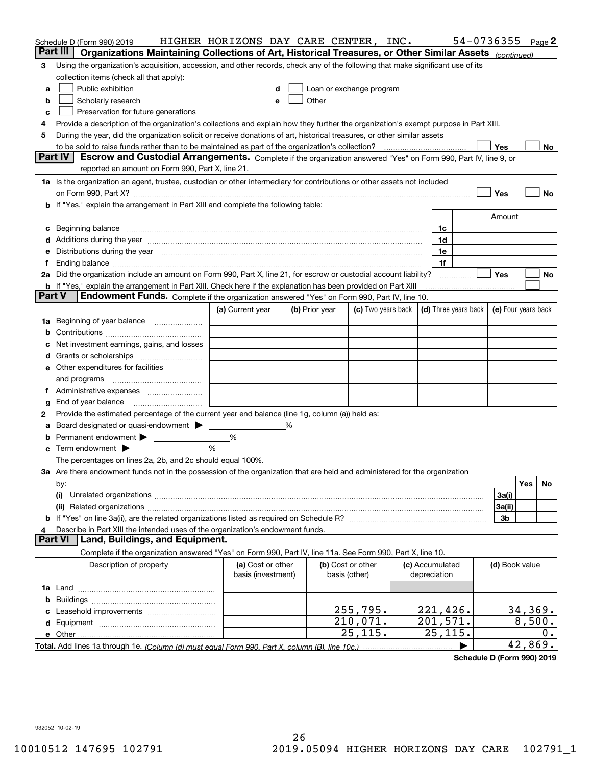Schedule D (Form 990) 2019 HIGHER HORIZONS DAY CARE CENTER, INC. 54-0736355 Page 2

## Part III Organizations Maintaining Collections of Art, Historical Treasures, or Other Similar Assets *(continued)*

3 Using the organization's acquisition, accession, and other records, check any of the following that make significant use of its collection items (check all that apply):

a ☐ Public exhibition
b ☐ Scholarly research
c ☐ Preservation for future generations
d ☐ Loan or exchange program
e ☐ Other

4 Provide a description of the organization's collections and explain how they further the organization's exempt purpose in Part XIII.

5 During the year, did the organization solicit or receive donations of art, historical treasures, or other similar assets to be sold to raise funds rather than to be maintained as part of the organization's collection? ☐ Yes ☐ No

## Part IV Escrow and Custodial Arrangements.

Complete if the organization answered "Yes" on Form 990, Part IV, line 9, or reported an amount on Form 990, Part X, line 21.

1a Is the organization an agent, trustee, custodian or other intermediary for contributions or other assets not included on Form 990, Part X? ☐ Yes ☐ No

b If "Yes," explain the arrangement in Part XIII and complete the following table:

| | | Amount |
|---|---|---|
| c Beginning balance | 1c | |
| d Additions during the year | 1d | |
| e Distributions during the year | 1e | |
| f Ending balance | 1f | |

2a Did the organization include an amount on Form 990, Part X, line 21, for escrow or custodial account liability? ☐ Yes ☐ No

b If "Yes," explain the arrangement in Part XIII. Check here if the explanation has been provided on Part XIII ☐

## Part V Endowment Funds.

Complete if the organization answered "Yes" on Form 990, Part IV, line 10.

| | (a) Current year | (b) Prior year | (c) Two years back | (d) Three years back | (e) Four years back |
|---|---|---|---|---|---|
| 1a Beginning of year balance | | | | | |
| b Contributions | | | | | |
| c Net investment earnings, gains, and losses | | | | | |
| d Grants or scholarships | | | | | |
| e Other expenditures for facilities and programs | | | | | |
| f Administrative expenses | | | | | |
| g End of year balance | | | | | |

2 Provide the estimated percentage of the current year end balance (line 1g, column (a)) held as:

a Board designated or quasi-endowment ▶ ______ %

b Permanent endowment ▶ ______ %

c Term endowment ▶ ______ %

The percentages on lines 2a, 2b, and 2c should equal 100%.

3a Are there endowment funds not in the possession of the organization that are held and administered for the organization by:

| | | Yes | No |
|---|---|---|---|
| (i) Unrelated organizations | 3a(i) | | |
| (ii) Related organizations | 3a(ii) | | |
| b If "Yes" on line 3a(ii), are the related organizations listed as required on Schedule R? | 3b | | |

4 Describe in Part XIII the intended uses of the organization's endowment funds.

## Part VI Land, Buildings, and Equipment.

Complete if the organization answered "Yes" on Form 990, Part IV, line 11a. See Form 990, Part X, line 10.

| Description of property | (a) Cost or other basis (investment) | (b) Cost or other basis (other) | (c) Accumulated depreciation | (d) Book value |
|---|---|---|---|---|
| 1a Land | | | | |
| b Buildings | | | | |
| c Leasehold improvements | | 255,795. | 221,426. | 34,369. |
| d Equipment | | 210,071. | 201,571. | 8,500. |
| e Other | | 25,115. | 25,115. | 0. |
| **Total.** Add lines 1a through 1e. *(Column (d) must equal Form 990, Part X, column (B), line 10c.)* ▶ | | | | 42,869. |

**Schedule D (Form 990) 2019**

932052 10-02-19

10010512 147695 102791 2019.05094 HIGHER HORIZONS DAY CARE 102791_1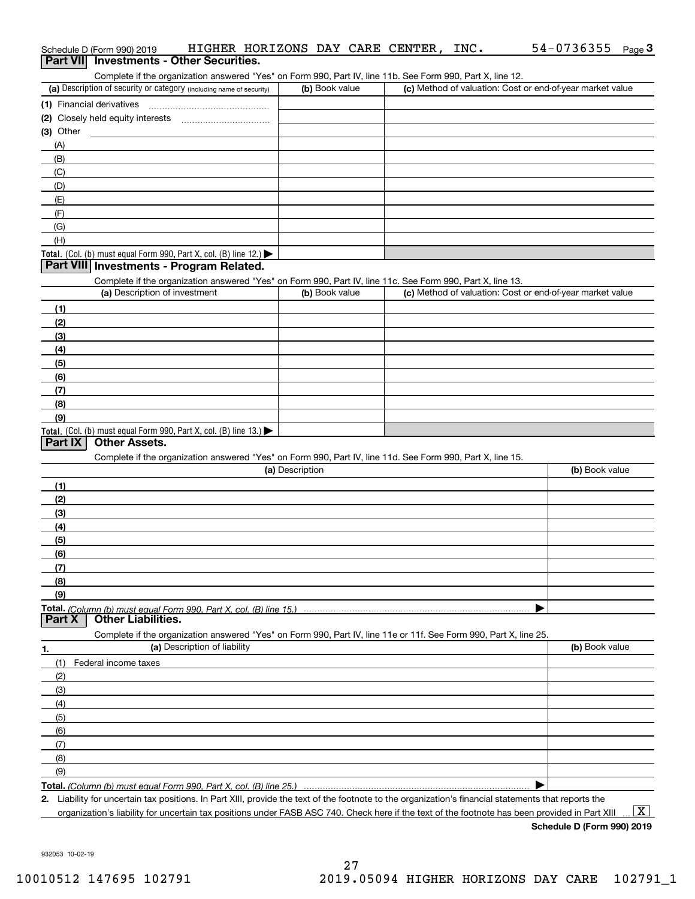Schedule D (Form 990) 2019 HIGHER HORIZONS DAY CARE CENTER, INC. 54-0736355 Page 3

## Part VII Investments - Other Securities.

Complete if the organization answered "Yes" on Form 990, Part IV, line 11b. See Form 990, Part X, line 12.

| (a) Description of security or category (including name of security) | (b) Book value | (c) Method of valuation: Cost or end-of-year market value |
|---|---|---|
| (1) Financial derivatives | | |
| (2) Closely held equity interests | | |
| (3) Other | | |
| (A) | | |
| (B) | | |
| (C) | | |
| (D) | | |
| (E) | | |
| (F) | | |
| (G) | | |
| (H) | | |
| **Total.** (Col. (b) must equal Form 990, Part X, col. (B) line 12.) ▶ | | |

## Part VIII Investments - Program Related.

Complete if the organization answered "Yes" on Form 990, Part IV, line 11c. See Form 990, Part X, line 13.

| (a) Description of investment | (b) Book value | (c) Method of valuation: Cost or end-of-year market value |
|---|---|---|
| (1) | | |
| (2) | | |
| (3) | | |
| (4) | | |
| (5) | | |
| (6) | | |
| (7) | | |
| (8) | | |
| (9) | | |
| **Total.** (Col. (b) must equal Form 990, Part X, col. (B) line 13.) ▶ | | |

## Part IX Other Assets.

Complete if the organization answered "Yes" on Form 990, Part IV, line 11d. See Form 990, Part X, line 15.

| (a) Description | (b) Book value |
|---|---|
| (1) | |
| (2) | |
| (3) | |
| (4) | |
| (5) | |
| (6) | |
| (7) | |
| (8) | |
| (9) | |
| **Total.** *(Column (b) must equal Form 990, Part X, col. (B) line 15.)* ▶ | |

## Part X Other Liabilities.

Complete if the organization answered "Yes" on Form 990, Part IV, line 11e or 11f. See Form 990, Part X, line 25.

| 1. (a) Description of liability | (b) Book value |
|---|---|
| (1) Federal income taxes | |
| (2) | |
| (3) | |
| (4) | |
| (5) | |
| (6) | |
| (7) | |
| (8) | |
| (9) | |
| **Total.** *(Column (b) must equal Form 990, Part X, col. (B) line 25.)* ▶ | |

2. Liability for uncertain tax positions. In Part XIII, provide the text of the footnote to the organization's financial statements that reports the organization's liability for uncertain tax positions under FASB ASC 740. Check here if the text of the footnote has been provided in Part XIII ... [X]

**Schedule D (Form 990) 2019**

932053 10-02-19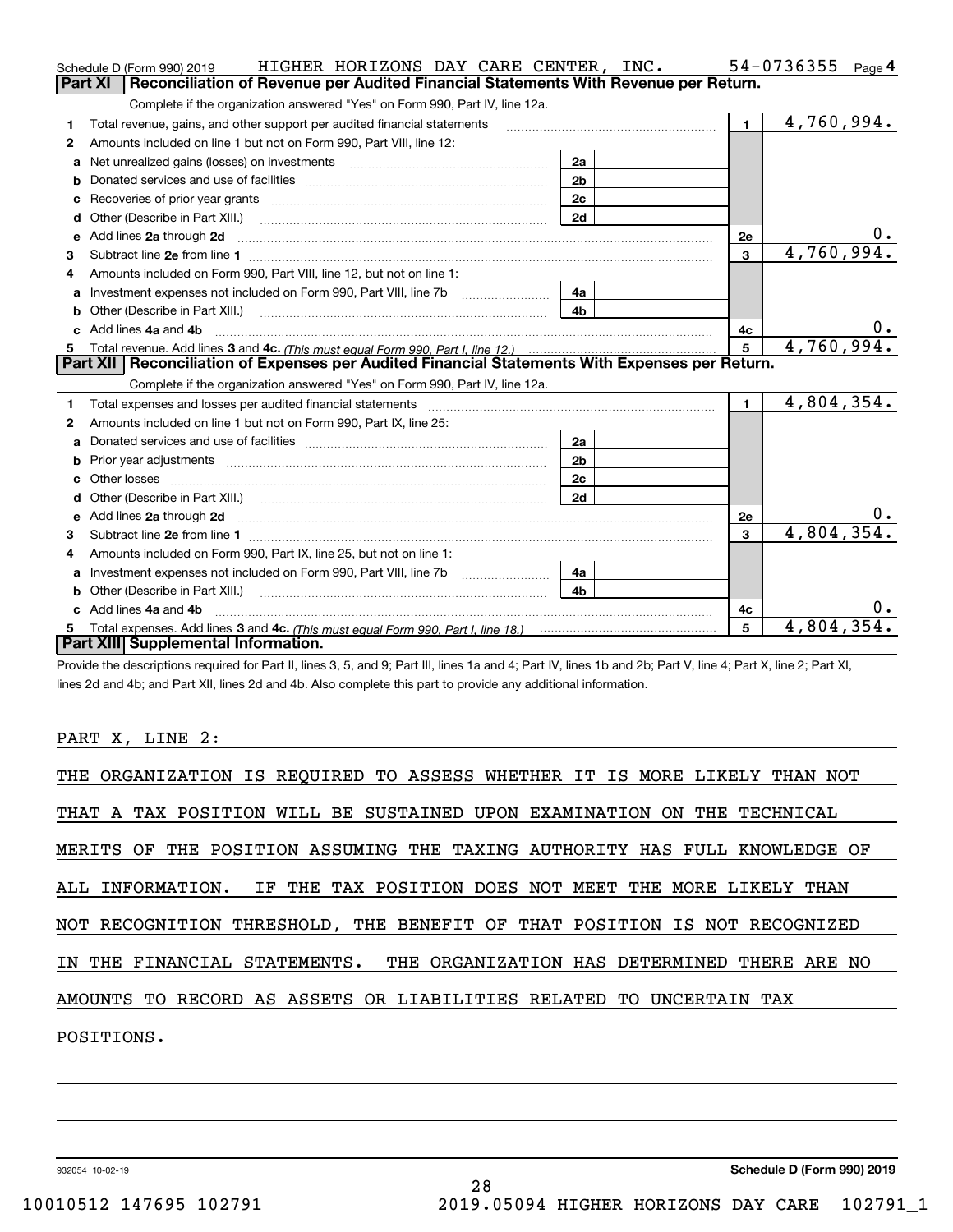Schedule D (Form 990) 2019 HIGHER HORIZONS DAY CARE CENTER, INC. 54-0736355 Page 4

**Part XI | Reconciliation of Revenue per Audited Financial Statements With Revenue per Return.**

Complete if the organization answered "Yes" on Form 990, Part IV, line 12a.

| | | | | | |
|---|---|---|---|---|---|
| 1 | Total revenue, gains, and other support per audited financial statements | | | 1 | 4,760,994. |
| 2 | Amounts included on line 1 but not on Form 990, Part VIII, line 12: | | | | |
| a | Net unrealized gains (losses) on investments | 2a | | | |
| b | Donated services and use of facilities | 2b | | | |
| c | Recoveries of prior year grants | 2c | | | |
| d | Other (Describe in Part XIII.) | 2d | | | |
| e | Add lines 2a through 2d | | | 2e | 0. |
| 3 | Subtract line 2e from line 1 | | | 3 | 4,760,994. |
| 4 | Amounts included on Form 990, Part VIII, line 12, but not on line 1: | | | | |
| a | Investment expenses not included on Form 990, Part VIII, line 7b | 4a | | | |
| b | Other (Describe in Part XIII.) | 4b | | | |
| c | Add lines 4a and 4b | | | 4c | 0. |
| 5 | Total revenue. Add lines 3 and 4c. *(This must equal Form 990, Part I, line 12.)* | | | 5 | 4,760,994. |

**Part XII | Reconciliation of Expenses per Audited Financial Statements With Expenses per Return.**

Complete if the organization answered "Yes" on Form 990, Part IV, line 12a.

| | | | | | |
|---|---|---|---|---|---|
| 1 | Total expenses and losses per audited financial statements | | | 1 | 4,804,354. |
| 2 | Amounts included on line 1 but not on Form 990, Part IX, line 25: | | | | |
| a | Donated services and use of facilities | 2a | | | |
| b | Prior year adjustments | 2b | | | |
| c | Other losses | 2c | | | |
| d | Other (Describe in Part XIII.) | 2d | | | |
| e | Add lines 2a through 2d | | | 2e | 0. |
| 3 | Subtract line 2e from line 1 | | | 3 | 4,804,354. |
| 4 | Amounts included on Form 990, Part IX, line 25, but not on line 1: | | | | |
| a | Investment expenses not included on Form 990, Part VIII, line 7b | 4a | | | |
| b | Other (Describe in Part XIII.) | 4b | | | |
| c | Add lines 4a and 4b | | | 4c | 0. |
| 5 | Total expenses. Add lines 3 and 4c. *(This must equal Form 990, Part I, line 18.)* | | | 5 | 4,804,354. |

**Part XIII | Supplemental Information.**

Provide the descriptions required for Part II, lines 3, 5, and 9; Part III, lines 1a and 4; Part IV, lines 1b and 2b; Part V, line 4; Part X, line 2; Part XI, lines 2d and 4b; and Part XII, lines 2d and 4b. Also complete this part to provide any additional information.

PART X, LINE 2:

THE ORGANIZATION IS REQUIRED TO ASSESS WHETHER IT IS MORE LIKELY THAN NOT THAT A TAX POSITION WILL BE SUSTAINED UPON EXAMINATION ON THE TECHNICAL MERITS OF THE POSITION ASSUMING THE TAXING AUTHORITY HAS FULL KNOWLEDGE OF ALL INFORMATION. IF THE TAX POSITION DOES NOT MEET THE MORE LIKELY THAN NOT RECOGNITION THRESHOLD, THE BENEFIT OF THAT POSITION IS NOT RECOGNIZED IN THE FINANCIAL STATEMENTS. THE ORGANIZATION HAS DETERMINED THERE ARE NO AMOUNTS TO RECORD AS ASSETS OR LIABILITIES RELATED TO UNCERTAIN TAX POSITIONS.

932054 10-02-19 **Schedule D (Form 990) 2019**

10010512 147695 102791 2019.05094 HIGHER HORIZONS DAY CARE 102791_1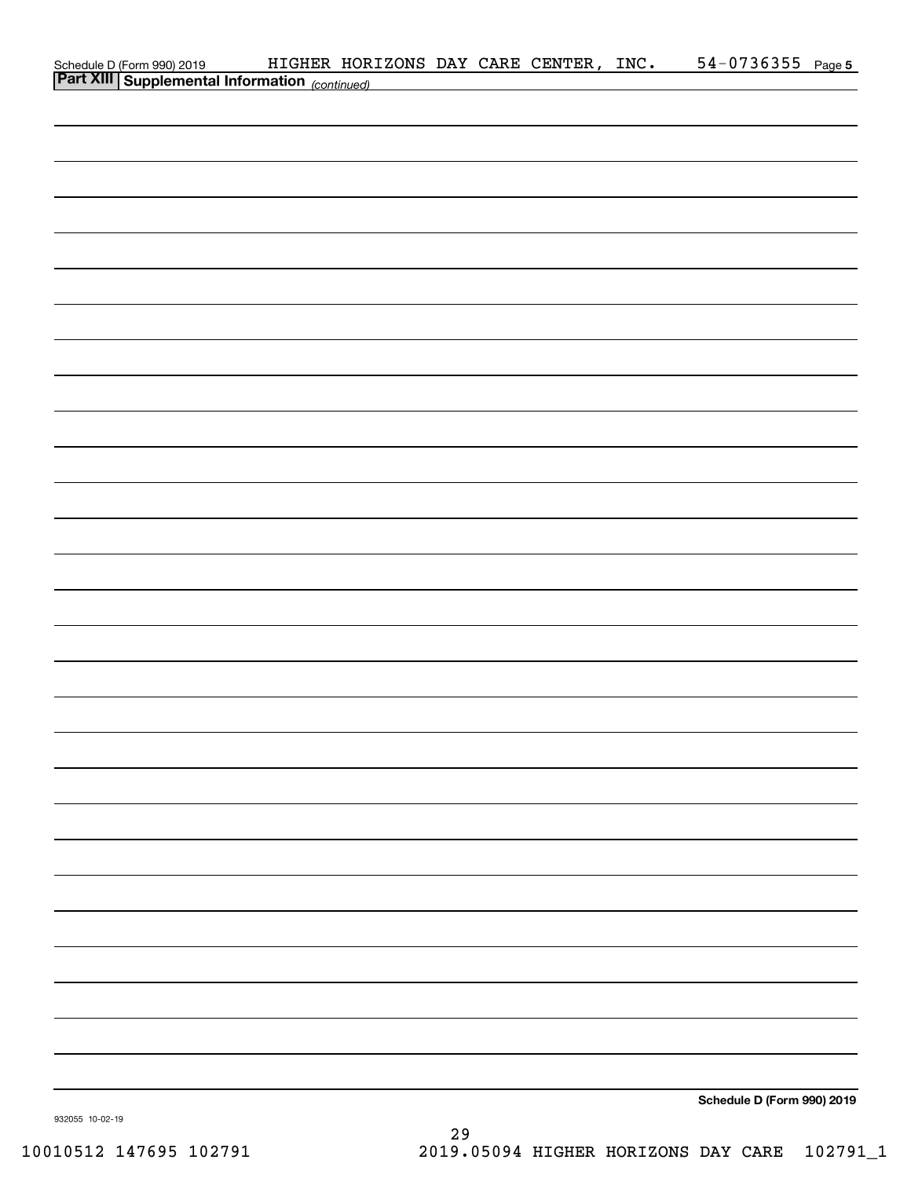Schedule D (Form 990) 2019 HIGHER HORIZONS DAY CARE CENTER, INC. 54-0736355 Page **5**

**Part XIII | Supplemental Information** *(continued)*

**Schedule D (Form 990) 2019**

932055 10-02-19

10010512 147695 102791 2019.05094 HIGHER HORIZONS DAY CARE 102791_1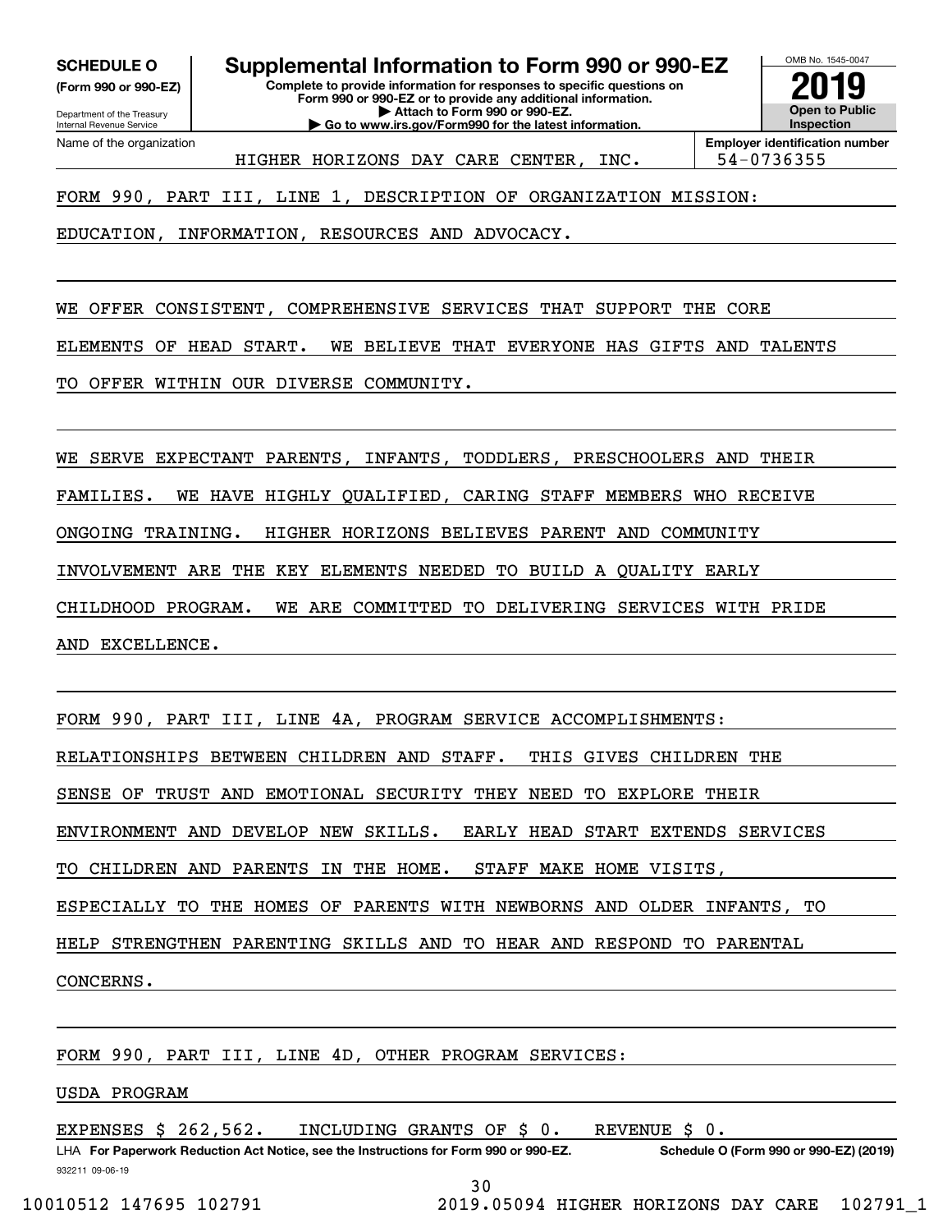**SCHEDULE O**
**(Form 990 or 990-EZ)**

Department of the Treasury
Internal Revenue Service

# Supplemental Information to Form 990 or 990-EZ

**Complete to provide information for responses to specific questions on Form 990 or 990-EZ or to provide any additional information.**
**▶ Attach to Form 990 or 990-EZ.**
**▶ Go to www.irs.gov/Form990 for the latest information.**

OMB No. 1545-0047

**2019**

**Open to Public Inspection**

Name of the organization: HIGHER HORIZONS DAY CARE CENTER, INC.

**Employer identification number**: 54-0736355

FORM 990, PART III, LINE 1, DESCRIPTION OF ORGANIZATION MISSION:

EDUCATION, INFORMATION, RESOURCES AND ADVOCACY.

WE OFFER CONSISTENT, COMPREHENSIVE SERVICES THAT SUPPORT THE CORE ELEMENTS OF HEAD START. WE BELIEVE THAT EVERYONE HAS GIFTS AND TALENTS TO OFFER WITHIN OUR DIVERSE COMMUNITY.

WE SERVE EXPECTANT PARENTS, INFANTS, TODDLERS, PRESCHOOLERS AND THEIR FAMILIES. WE HAVE HIGHLY QUALIFIED, CARING STAFF MEMBERS WHO RECEIVE ONGOING TRAINING. HIGHER HORIZONS BELIEVES PARENT AND COMMUNITY INVOLVEMENT ARE THE KEY ELEMENTS NEEDED TO BUILD A QUALITY EARLY CHILDHOOD PROGRAM. WE ARE COMMITTED TO DELIVERING SERVICES WITH PRIDE AND EXCELLENCE.

FORM 990, PART III, LINE 4A, PROGRAM SERVICE ACCOMPLISHMENTS:

RELATIONSHIPS BETWEEN CHILDREN AND STAFF. THIS GIVES CHILDREN THE SENSE OF TRUST AND EMOTIONAL SECURITY THEY NEED TO EXPLORE THEIR ENVIRONMENT AND DEVELOP NEW SKILLS. EARLY HEAD START EXTENDS SERVICES TO CHILDREN AND PARENTS IN THE HOME. STAFF MAKE HOME VISITS, ESPECIALLY TO THE HOMES OF PARENTS WITH NEWBORNS AND OLDER INFANTS, TO HELP STRENGTHEN PARENTING SKILLS AND TO HEAR AND RESPOND TO PARENTAL CONCERNS.

FORM 990, PART III, LINE 4D, OTHER PROGRAM SERVICES:

USDA PROGRAM

EXPENSES $ 262,562. INCLUDING GRANTS OF $ 0. REVENUE $ 0.

LHA **For Paperwork Reduction Act Notice, see the Instructions for Form 990 or 990-EZ.** **Schedule O (Form 990 or 990-EZ) (2019)**

932211 09-06-19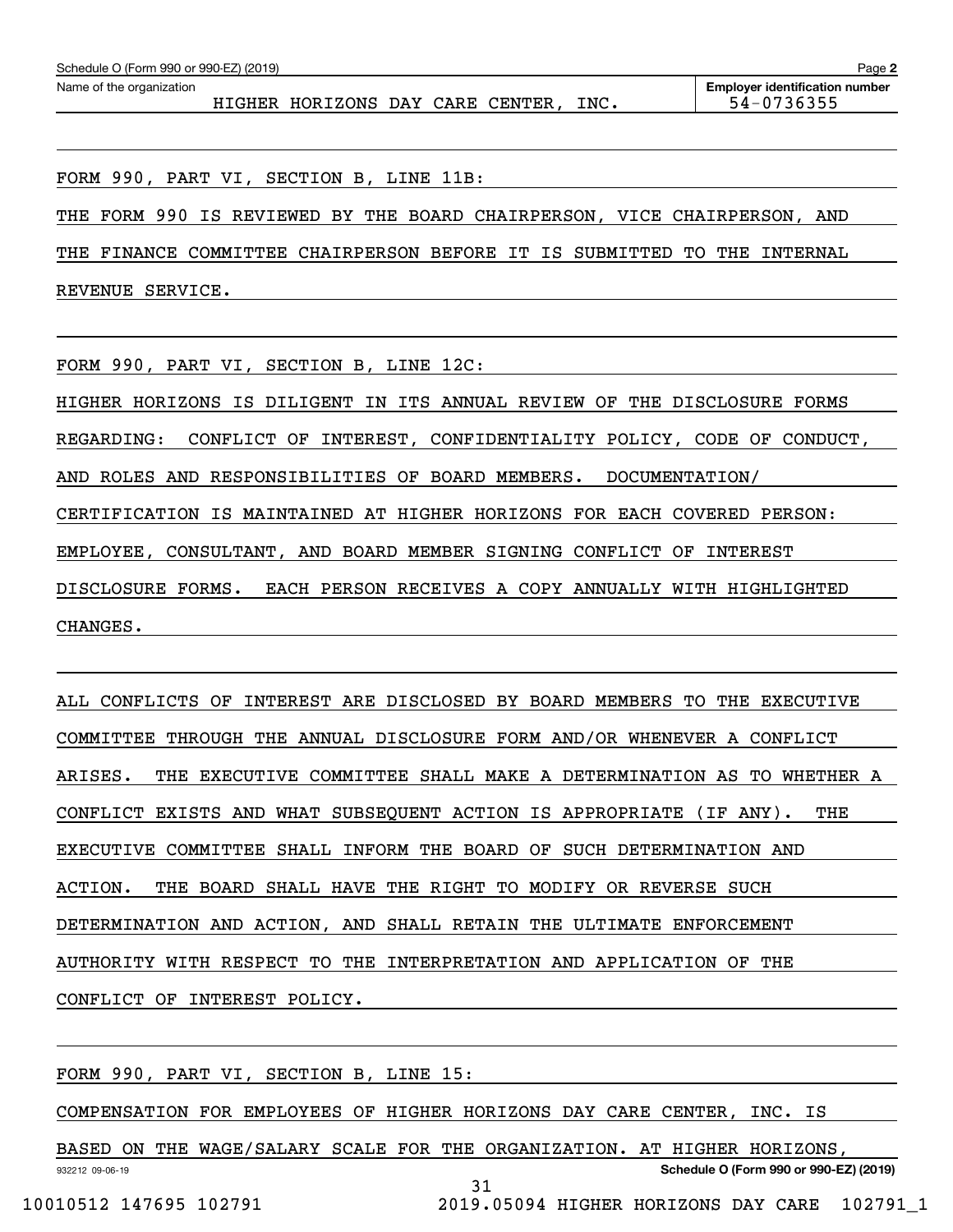Schedule O (Form 990 or 990-EZ) (2019) Page **2**

| Name of the organization | Employer identification number |
|---|---|
| HIGHER HORIZONS DAY CARE CENTER, INC. | 54-0736355 |

FORM 990, PART VI, SECTION B, LINE 11B:

THE FORM 990 IS REVIEWED BY THE BOARD CHAIRPERSON, VICE CHAIRPERSON, AND THE FINANCE COMMITTEE CHAIRPERSON BEFORE IT IS SUBMITTED TO THE INTERNAL REVENUE SERVICE.

FORM 990, PART VI, SECTION B, LINE 12C:

HIGHER HORIZONS IS DILIGENT IN ITS ANNUAL REVIEW OF THE DISCLOSURE FORMS REGARDING: CONFLICT OF INTEREST, CONFIDENTIALITY POLICY, CODE OF CONDUCT, AND ROLES AND RESPONSIBILITIES OF BOARD MEMBERS. DOCUMENTATION/ CERTIFICATION IS MAINTAINED AT HIGHER HORIZONS FOR EACH COVERED PERSON: EMPLOYEE, CONSULTANT, AND BOARD MEMBER SIGNING CONFLICT OF INTEREST DISCLOSURE FORMS. EACH PERSON RECEIVES A COPY ANNUALLY WITH HIGHLIGHTED CHANGES.

ALL CONFLICTS OF INTEREST ARE DISCLOSED BY BOARD MEMBERS TO THE EXECUTIVE COMMITTEE THROUGH THE ANNUAL DISCLOSURE FORM AND/OR WHENEVER A CONFLICT ARISES. THE EXECUTIVE COMMITTEE SHALL MAKE A DETERMINATION AS TO WHETHER A CONFLICT EXISTS AND WHAT SUBSEQUENT ACTION IS APPROPRIATE (IF ANY). THE EXECUTIVE COMMITTEE SHALL INFORM THE BOARD OF SUCH DETERMINATION AND ACTION. THE BOARD SHALL HAVE THE RIGHT TO MODIFY OR REVERSE SUCH DETERMINATION AND ACTION, AND SHALL RETAIN THE ULTIMATE ENFORCEMENT AUTHORITY WITH RESPECT TO THE INTERPRETATION AND APPLICATION OF THE CONFLICT OF INTEREST POLICY.

FORM 990, PART VI, SECTION B, LINE 15:

COMPENSATION FOR EMPLOYEES OF HIGHER HORIZONS DAY CARE CENTER, INC. IS BASED ON THE WAGE/SALARY SCALE FOR THE ORGANIZATION. AT HIGHER HORIZONS,

932212 09-06-19 **Schedule O (Form 990 or 990-EZ) (2019)**

10010512 147695 102791 2019.05094 HIGHER HORIZONS DAY CARE 102791_1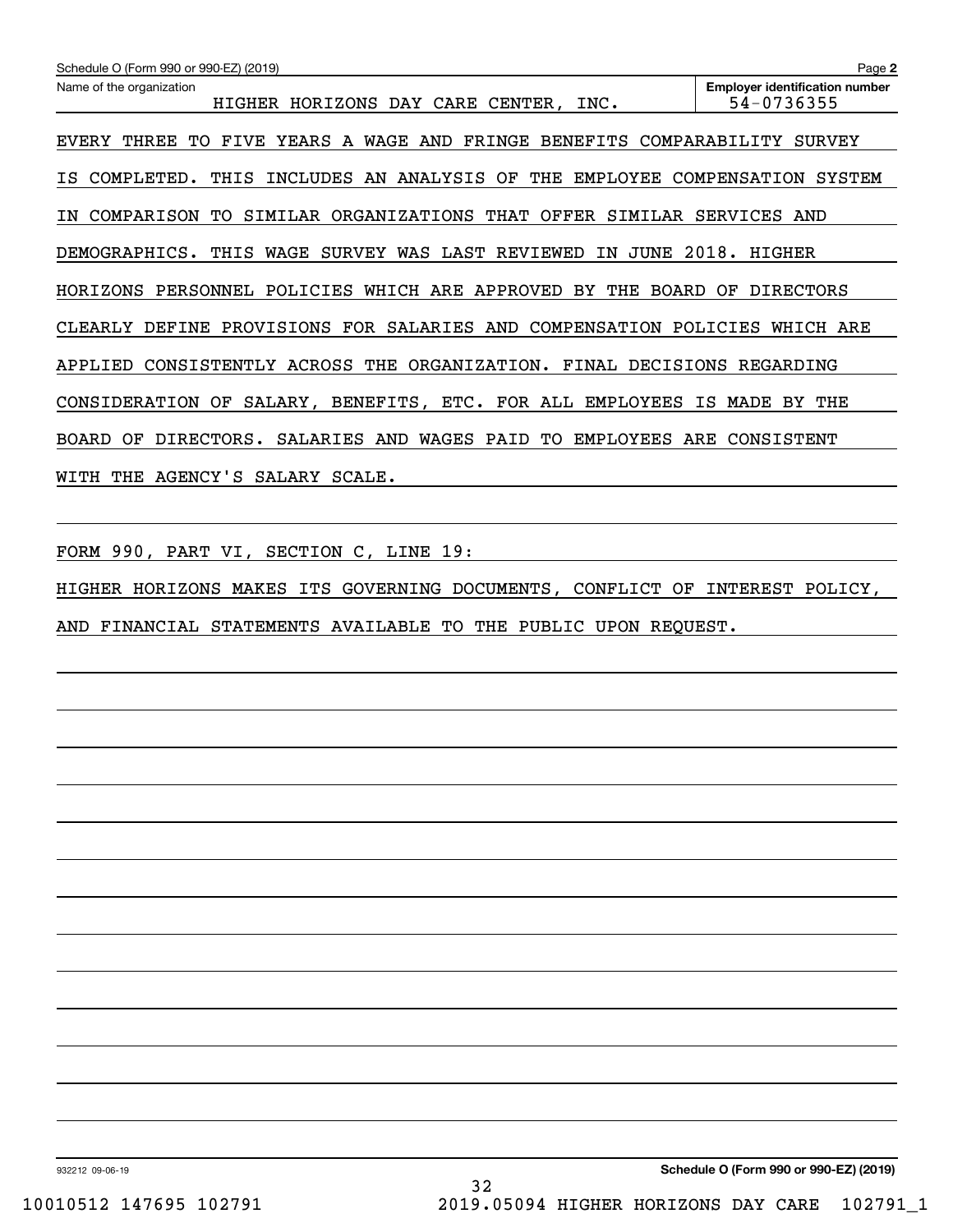Schedule O (Form 990 or 990-EZ) (2019)

| Name of the organization | Employer identification number |
|---|---|
| HIGHER HORIZONS DAY CARE CENTER, INC. | 54-0736355 |

EVERY THREE TO FIVE YEARS A WAGE AND FRINGE BENEFITS COMPARABILITY SURVEY IS COMPLETED. THIS INCLUDES AN ANALYSIS OF THE EMPLOYEE COMPENSATION SYSTEM IN COMPARISON TO SIMILAR ORGANIZATIONS THAT OFFER SIMILAR SERVICES AND DEMOGRAPHICS. THIS WAGE SURVEY WAS LAST REVIEWED IN JUNE 2018. HIGHER HORIZONS PERSONNEL POLICIES WHICH ARE APPROVED BY THE BOARD OF DIRECTORS CLEARLY DEFINE PROVISIONS FOR SALARIES AND COMPENSATION POLICIES WHICH ARE APPLIED CONSISTENTLY ACROSS THE ORGANIZATION. FINAL DECISIONS REGARDING CONSIDERATION OF SALARY, BENEFITS, ETC. FOR ALL EMPLOYEES IS MADE BY THE BOARD OF DIRECTORS. SALARIES AND WAGES PAID TO EMPLOYEES ARE CONSISTENT WITH THE AGENCY'S SALARY SCALE.

FORM 990, PART VI, SECTION C, LINE 19:

HIGHER HORIZONS MAKES ITS GOVERNING DOCUMENTS, CONFLICT OF INTEREST POLICY, AND FINANCIAL STATEMENTS AVAILABLE TO THE PUBLIC UPON REQUEST.

932212 09-06-19

Schedule O (Form 990 or 990-EZ) (2019)

10010512 147695 102791 2019.05094 HIGHER HORIZONS DAY CARE 102791_1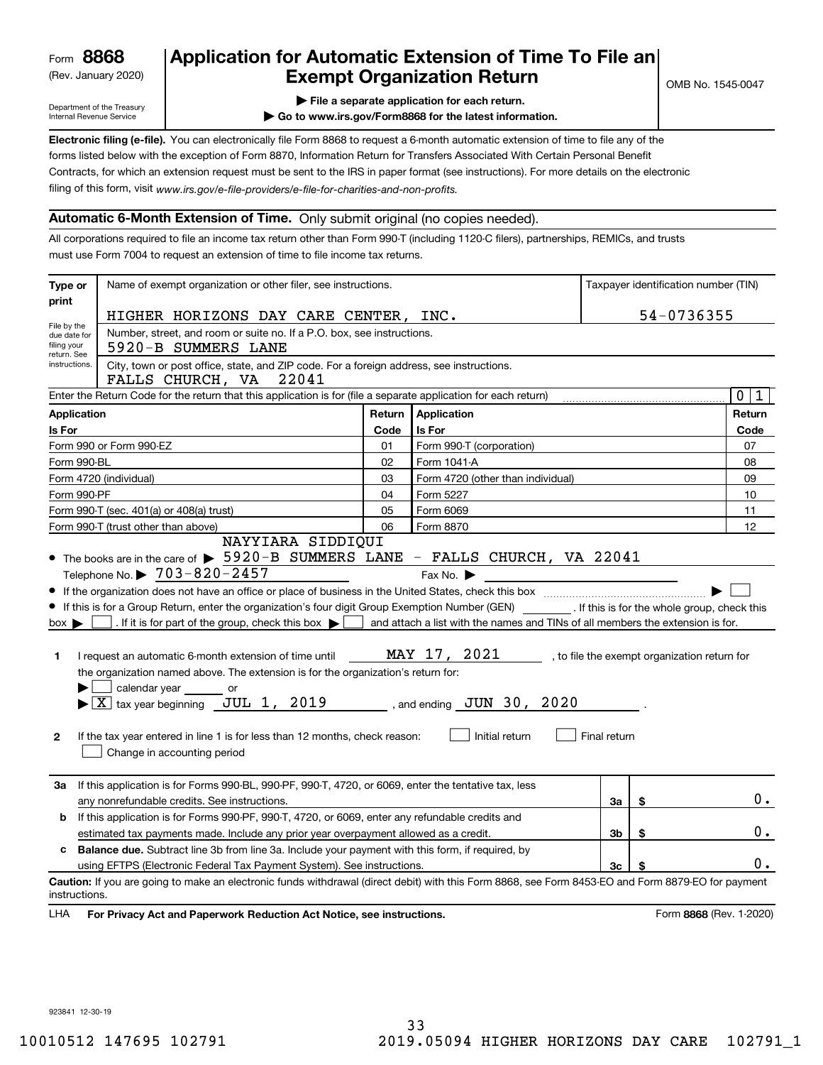Form **8868**
(Rev. January 2020)

Department of the Treasury
Internal Revenue Service

# Application for Automatic Extension of Time To File an Exempt Organization Return

▶ File a separate application for each return.

▶ Go to www.irs.gov/Form8868 for the latest information.

OMB No. 1545-0047

**Electronic filing (e-file).** You can electronically file Form 8868 to request a 6-month automatic extension of time to file any of the forms listed below with the exception of Form 8870, Information Return for Transfers Associated With Certain Personal Benefit Contracts, for which an extension request must be sent to the IRS in paper format (see instructions). For more details on the electronic filing of this form, visit *www.irs.gov/e-file-providers/e-file-for-charities-and-non-profits.*

## Automatic 6-Month Extension of Time. Only submit original (no copies needed).

All corporations required to file an income tax return other than Form 990-T (including 1120-C filers), partnerships, REMICs, and trusts must use Form 7004 to request an extension of time to file income tax returns.

**Type or print**

File by the due date for filing your return. See instructions.

Name of exempt organization or other filer, see instructions.
HIGHER HORIZONS DAY CARE CENTER, INC.

Taxpayer identification number (TIN)
54-0736355

Number, street, and room or suite no. If a P.O. box, see instructions.
5920-B SUMMERS LANE

City, town or post office, state, and ZIP code. For a foreign address, see instructions.
FALLS CHURCH, VA 22041

Enter the Return Code for the return that this application is for (file a separate application for each return) ..... 01

| Application Is For | Return Code | Application Is For | Return Code |
|---|---|---|---|
| Form 990 or Form 990-EZ | 01 | Form 990-T (corporation) | 07 |
| Form 990-BL | 02 | Form 1041-A | 08 |
| Form 4720 (individual) | 03 | Form 4720 (other than individual) | 09 |
| Form 990-PF | 04 | Form 5227 | 10 |
| Form 990-T (sec. 401(a) or 408(a) trust) | 05 | Form 6069 | 11 |
| Form 990-T (trust other than above) | 06 | Form 8870 | 12 |

- The books are in the care of ▶ NAYYIARA SIDDIQUI 5920-B SUMMERS LANE - FALLS CHURCH, VA 22041
  Telephone No. ▶ 703-820-2457 Fax No. ▶
- If the organization does not have an office or place of business in the United States, check this box ..... ▶ ☐
- If this is for a Group Return, enter the organization's four digit Group Exemption Number (GEN) ______ . If this is for the whole group, check this box ▶ ☐ . If it is for part of the group, check this box ▶ ☐ and attach a list with the names and TINs of all members the extension is for.

**1** I request an automatic 6-month extension of time until MAY 17, 2021 , to file the exempt organization return for the organization named above. The extension is for the organization's return for:
▶ ☐ calendar year ______ or
▶ ☒ tax year beginning JUL 1, 2019 , and ending JUN 30, 2020 .

**2** If the tax year entered in line 1 is for less than 12 months, check reason: ☐ Initial return ☐ Final return ☐ Change in accounting period

| | | | |
|---|---|---|---|
| **3a** | If this application is for Forms 990-BL, 990-PF, 990-T, 4720, or 6069, enter the tentative tax, less any nonrefundable credits. See instructions. | 3a | $ 0. |
| **b** | If this application is for Forms 990-PF, 990-T, 4720, or 6069, enter any refundable credits and estimated tax payments made. Include any prior year overpayment allowed as a credit. | 3b | $ 0. |
| **c** | **Balance due.** Subtract line 3b from line 3a. Include your payment with this form, if required, by using EFTPS (Electronic Federal Tax Payment System). See instructions. | 3c | $ 0. |

**Caution:** If you are going to make an electronic funds withdrawal (direct debit) with this Form 8868, see Form 8453-EO and Form 8879-EO for payment instructions.

LHA **For Privacy Act and Paperwork Reduction Act Notice, see instructions.** Form **8868** (Rev. 1-2020)

923841 12-30-19

10010512 147695 102791 2019.05094 HIGHER HORIZONS DAY CARE 102791_1